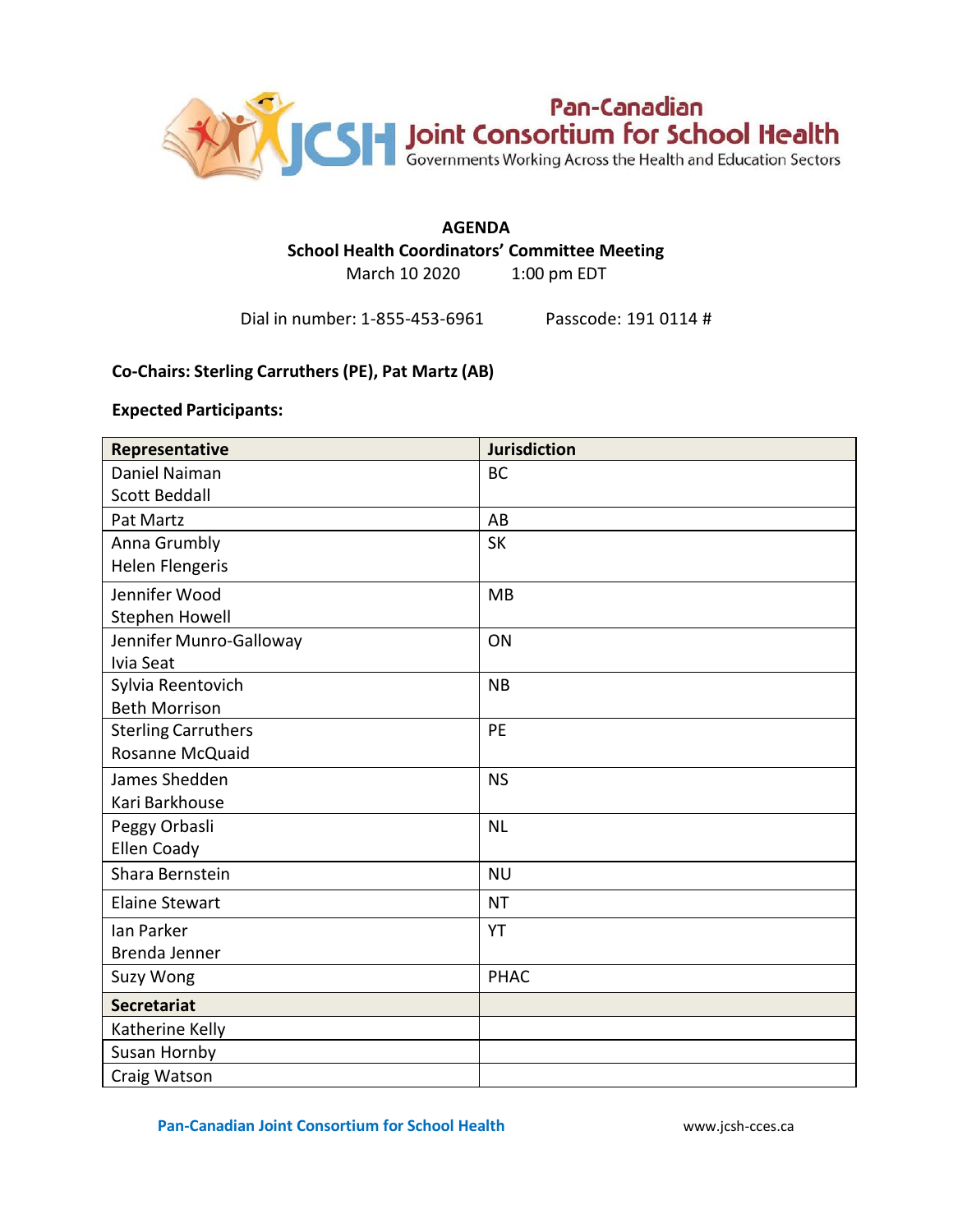Pan-Canadian Joint Consortium for School Health
Governments Working Across the Health and Education Sectors

# AGENDA

## School Health Coordinators' Committee Meeting

March 10 2020 1:00 pm EDT

Dial in number: 1-855-453-6961 Passcode: 191 0114 #

**Co-Chairs: Sterling Carruthers (PE), Pat Martz (AB)**

**Expected Participants:**

| Representative | Jurisdiction |
|---|---|
| Daniel Naiman<br>Scott Beddall | BC |
| Pat Martz | AB |
| Anna Grumbly<br>Helen Flengeris | SK |
| Jennifer Wood<br>Stephen Howell | MB |
| Jennifer Munro-Galloway<br>Ivia Seat | ON |
| Sylvia Reentovich<br>Beth Morrison | NB |
| Sterling Carruthers<br>Rosanne McQuaid | PE |
| James Shedden<br>Kari Barkhouse | NS |
| Peggy Orbasli<br>Ellen Coady | NL |
| Shara Bernstein | NU |
| Elaine Stewart | NT |
| Ian Parker<br>Brenda Jenner | YT |
| Suzy Wong | PHAC |
| **Secretariat** | |
| Katherine Kelly | |
| Susan Hornby | |
| Craig Watson | |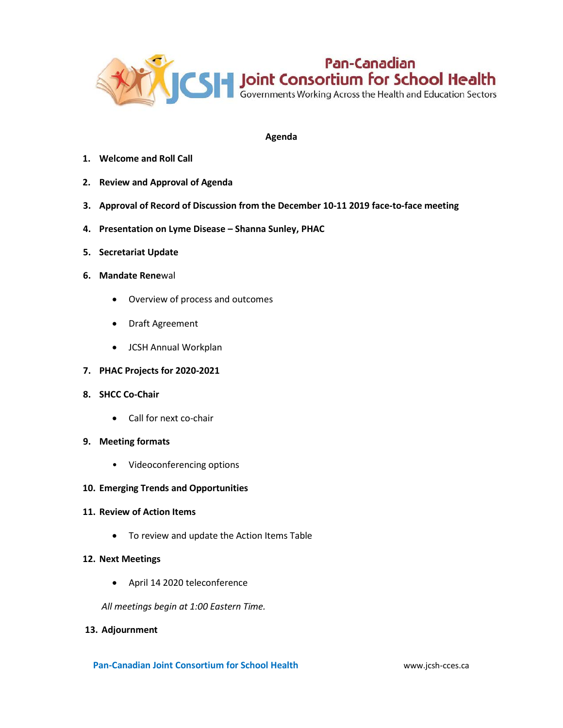# Pan-Canadian Joint Consortium for School Health

Governments Working Across the Health and Education Sectors

## Agenda

1. **Welcome and Roll Call**
2. **Review and Approval of Agenda**
3. **Approval of Record of Discussion from the December 10-11 2019 face-to-face meeting**
4. **Presentation on Lyme Disease – Shanna Sunley, PHAC**
5. **Secretariat Update**
6. **Mandate Renewal**
   - Overview of process and outcomes
   - Draft Agreement
   - JCSH Annual Workplan
7. **PHAC Projects for 2020-2021**
8. **SHCC Co-Chair**
   - Call for next co-chair
9. **Meeting formats**
   - Videoconferencing options
10. **Emerging Trends and Opportunities**
11. **Review of Action Items**
    - To review and update the Action Items Table
12. **Next Meetings**
    - April 14 2020 teleconference

    *All meetings begin at 1:00 Eastern Time.*
13. **Adjournment**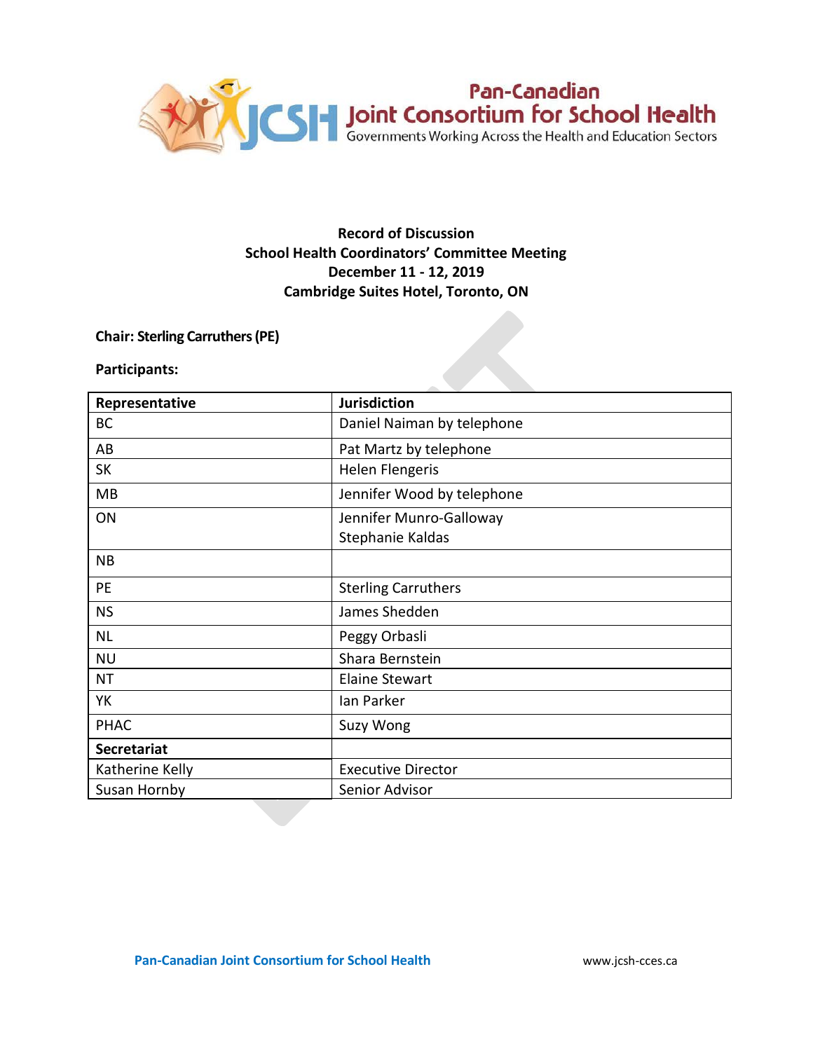**Pan-Canadian Joint Consortium for School Health**
Governments Working Across the Health and Education Sectors

**Record of Discussion**
**School Health Coordinators' Committee Meeting**
**December 11 - 12, 2019**
**Cambridge Suites Hotel, Toronto, ON**

**Chair: Sterling Carruthers (PE)**

**Participants:**

| Representative | Jurisdiction |
|---|---|
| BC | Daniel Naiman by telephone |
| AB | Pat Martz by telephone |
| SK | Helen Flengeris |
| MB | Jennifer Wood by telephone |
| ON | Jennifer Munro-Galloway<br>Stephanie Kaldas |
| NB | |
| PE | Sterling Carruthers |
| NS | James Shedden |
| NL | Peggy Orbasli |
| NU | Shara Bernstein |
| NT | Elaine Stewart |
| YK | Ian Parker |
| PHAC | Suzy Wong |
| **Secretariat** | |
| Katherine Kelly | Executive Director |
| Susan Hornby | Senior Advisor |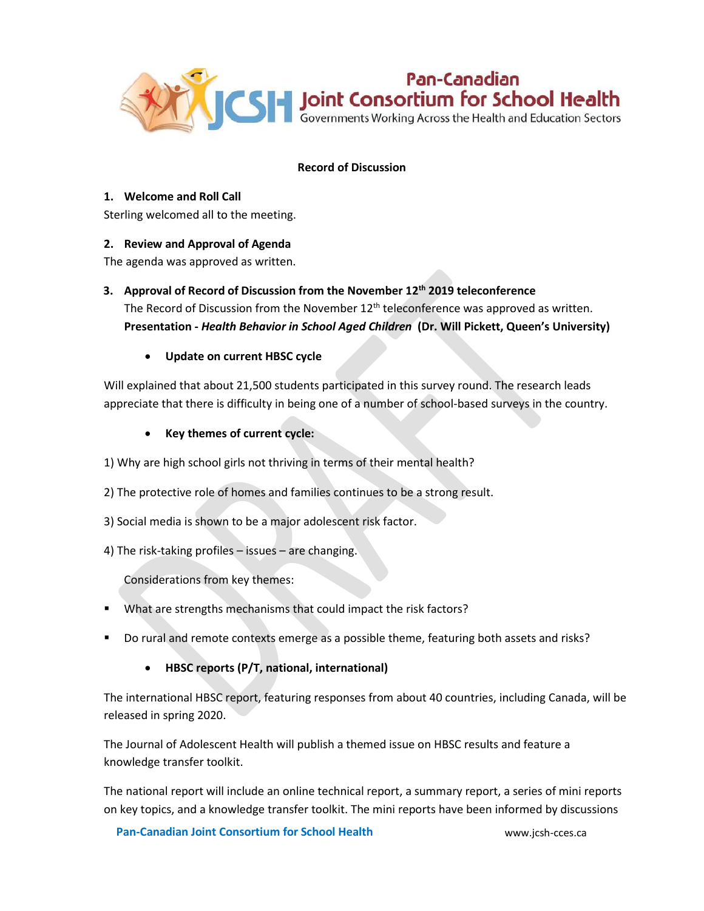**Record of Discussion**

**1. Welcome and Roll Call**

Sterling welcomed all to the meeting.

**2. Review and Approval of Agenda**

The agenda was approved as written.

**3. Approval of Record of Discussion from the November 12th 2019 teleconference**

The Record of Discussion from the November 12th teleconference was approved as written.

**Presentation -** ***Health Behavior in School Aged Children*** **(Dr. Will Pickett, Queen's University)**

- **Update on current HBSC cycle**

Will explained that about 21,500 students participated in this survey round. The research leads appreciate that there is difficulty in being one of a number of school-based surveys in the country.

- **Key themes of current cycle:**

1) Why are high school girls not thriving in terms of their mental health?

2) The protective role of homes and families continues to be a strong result.

3) Social media is shown to be a major adolescent risk factor.

4) The risk-taking profiles – issues – are changing.

Considerations from key themes:

- What are strengths mechanisms that could impact the risk factors?
- Do rural and remote contexts emerge as a possible theme, featuring both assets and risks?

- **HBSC reports (P/T, national, international)**

The international HBSC report, featuring responses from about 40 countries, including Canada, will be released in spring 2020.

The Journal of Adolescent Health will publish a themed issue on HBSC results and feature a knowledge transfer toolkit.

The national report will include an online technical report, a summary report, a series of mini reports on key topics, and a knowledge transfer toolkit. The mini reports have been informed by discussions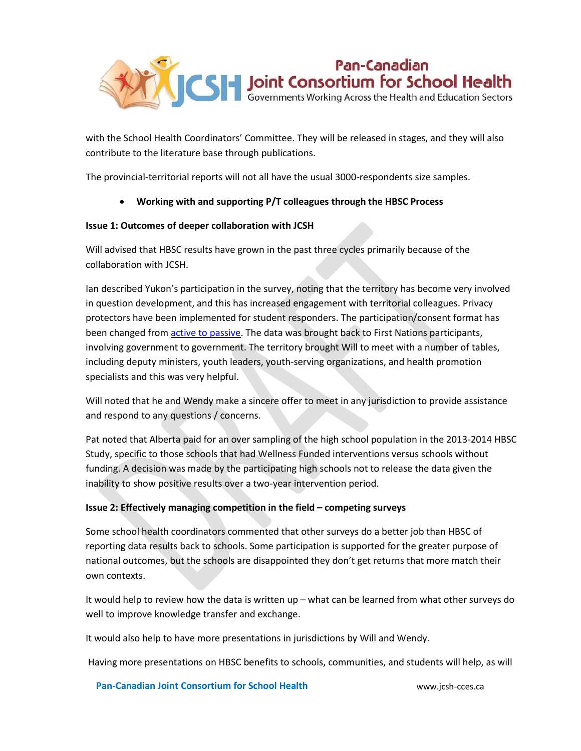with the School Health Coordinators' Committee. They will be released in stages, and they will also contribute to the literature base through publications.

The provincial-territorial reports will not all have the usual 3000-respondents size samples.

- **Working with and supporting P/T colleagues through the HBSC Process**

**Issue 1: Outcomes of deeper collaboration with JCSH**

Will advised that HBSC results have grown in the past three cycles primarily because of the collaboration with JCSH.

Ian described Yukon's participation in the survey, noting that the territory has become very involved in question development, and this has increased engagement with territorial colleagues. Privacy protectors have been implemented for student responders. The participation/consent format has been changed from active to passive. The data was brought back to First Nations participants, involving government to government. The territory brought Will to meet with a number of tables, including deputy ministers, youth leaders, youth-serving organizations, and health promotion specialists and this was very helpful.

Will noted that he and Wendy make a sincere offer to meet in any jurisdiction to provide assistance and respond to any questions / concerns.

Pat noted that Alberta paid for an over sampling of the high school population in the 2013-2014 HBSC Study, specific to those schools that had Wellness Funded interventions versus schools without funding. A decision was made by the participating high schools not to release the data given the inability to show positive results over a two-year intervention period.

**Issue 2: Effectively managing competition in the field – competing surveys**

Some school health coordinators commented that other surveys do a better job than HBSC of reporting data results back to schools. Some participation is supported for the greater purpose of national outcomes, but the schools are disappointed they don't get returns that more match their own contexts.

It would help to review how the data is written up – what can be learned from what other surveys do well to improve knowledge transfer and exchange.

It would also help to have more presentations in jurisdictions by Will and Wendy.

Having more presentations on HBSC benefits to schools, communities, and students will help, as will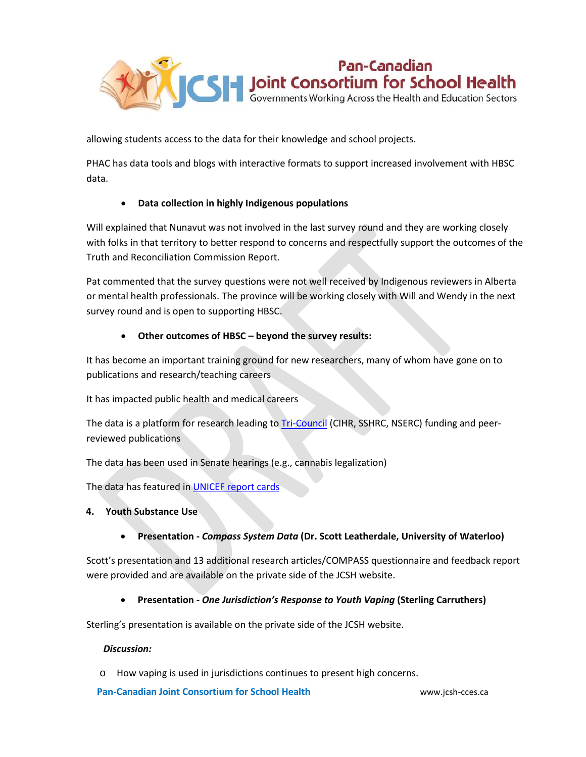allowing students access to the data for their knowledge and school projects.

PHAC has data tools and blogs with interactive formats to support increased involvement with HBSC data.

- **Data collection in highly Indigenous populations**

Will explained that Nunavut was not involved in the last survey round and they are working closely with folks in that territory to better respond to concerns and respectfully support the outcomes of the Truth and Reconciliation Commission Report.

Pat commented that the survey questions were not well received by Indigenous reviewers in Alberta or mental health professionals. The province will be working closely with Will and Wendy in the next survey round and is open to supporting HBSC.

- **Other outcomes of HBSC – beyond the survey results:**

It has become an important training ground for new researchers, many of whom have gone on to publications and research/teaching careers

It has impacted public health and medical careers

The data is a platform for research leading to Tri-Council (CIHR, SSHRC, NSERC) funding and peer-reviewed publications

The data has been used in Senate hearings (e.g., cannabis legalization)

The data has featured in UNICEF report cards

**4. Youth Substance Use**

- **Presentation - *Compass System Data* (Dr. Scott Leatherdale, University of Waterloo)**

Scott's presentation and 13 additional research articles/COMPASS questionnaire and feedback report were provided and are available on the private side of the JCSH website.

- **Presentation - *One Jurisdiction's Response to Youth Vaping* (Sterling Carruthers)**

Sterling's presentation is available on the private side of the JCSH website.

***Discussion:***

- How vaping is used in jurisdictions continues to present high concerns.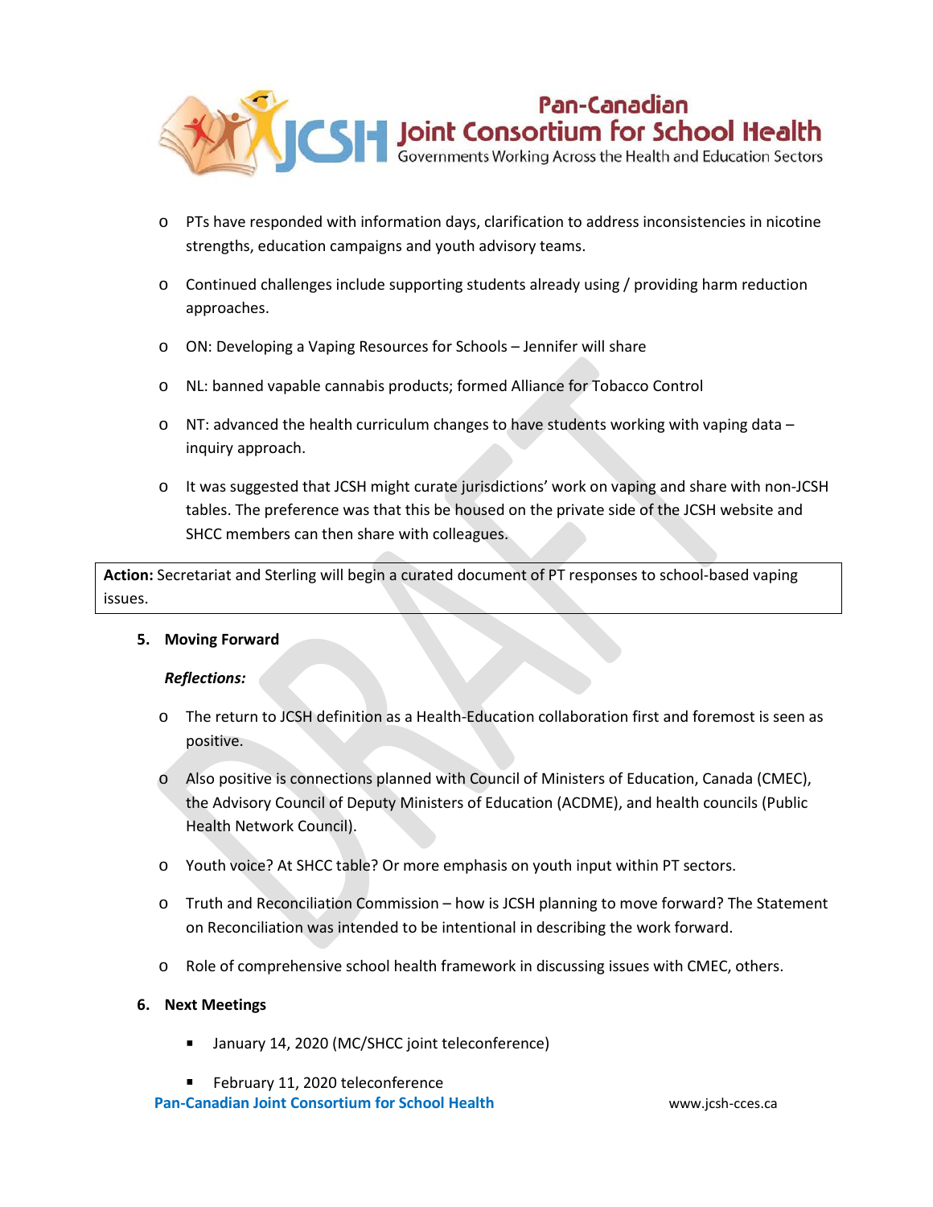- PTs have responded with information days, clarification to address inconsistencies in nicotine strengths, education campaigns and youth advisory teams.
- Continued challenges include supporting students already using / providing harm reduction approaches.
- ON: Developing a Vaping Resources for Schools – Jennifer will share
- NL: banned vapable cannabis products; formed Alliance for Tobacco Control
- NT: advanced the health curriculum changes to have students working with vaping data – inquiry approach.
- It was suggested that JCSH might curate jurisdictions' work on vaping and share with non-JCSH tables. The preference was that this be housed on the private side of the JCSH website and SHCC members can then share with colleagues.

**Action:** Secretariat and Sterling will begin a curated document of PT responses to school-based vaping issues.

## 5. Moving Forward

***Reflections:***

- The return to JCSH definition as a Health-Education collaboration first and foremost is seen as positive.
- Also positive is connections planned with Council of Ministers of Education, Canada (CMEC), the Advisory Council of Deputy Ministers of Education (ACDME), and health councils (Public Health Network Council).
- Youth voice? At SHCC table? Or more emphasis on youth input within PT sectors.
- Truth and Reconciliation Commission – how is JCSH planning to move forward? The Statement on Reconciliation was intended to be intentional in describing the work forward.
- Role of comprehensive school health framework in discussing issues with CMEC, others.

## 6. Next Meetings

- January 14, 2020 (MC/SHCC joint teleconference)
- February 11, 2020 teleconference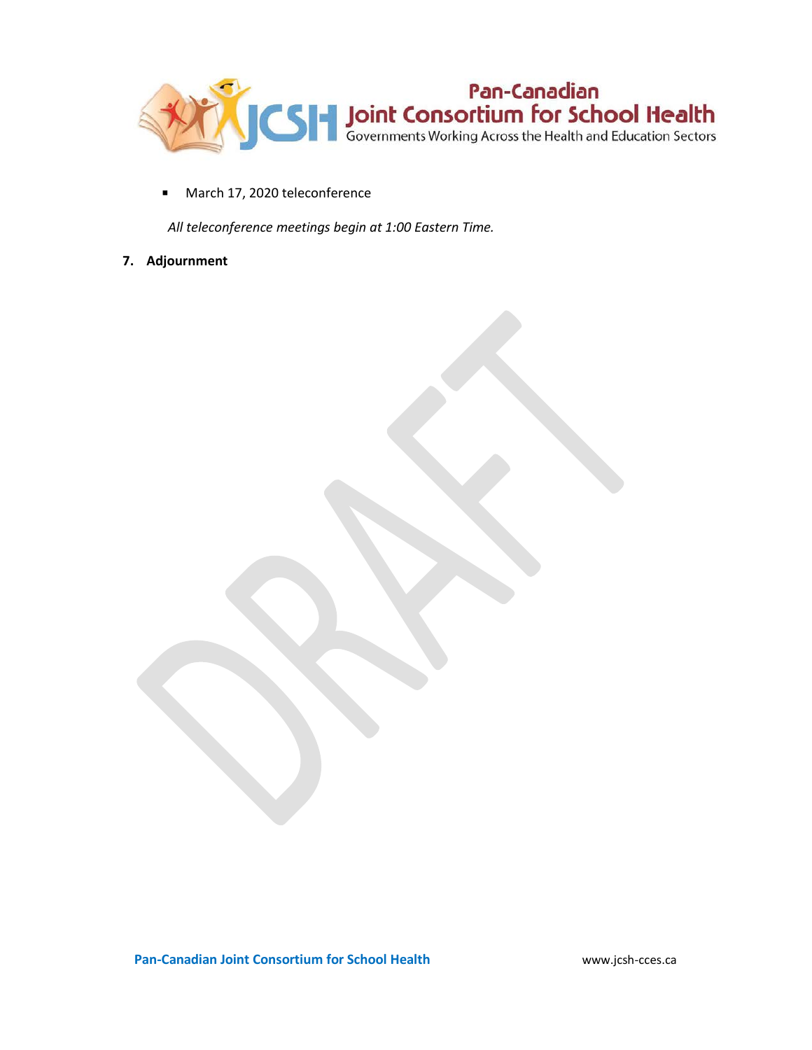- March 17, 2020 teleconference

*All teleconference meetings begin at 1:00 Eastern Time.*

**7. Adjournment**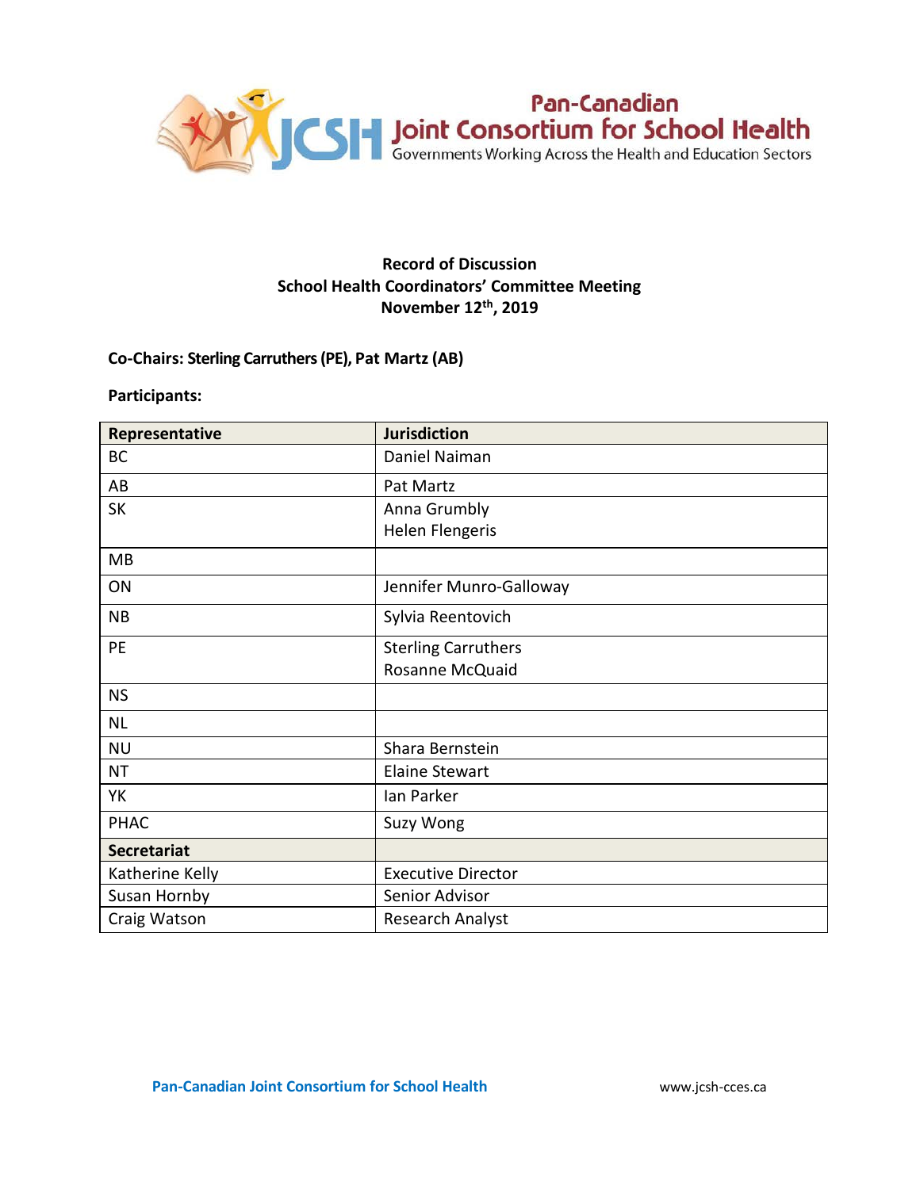Pan-Canadian Joint Consortium for School Health
Governments Working Across the Health and Education Sectors

**Record of Discussion**
**School Health Coordinators' Committee Meeting**
**November 12th, 2019**

**Co-Chairs: Sterling Carruthers (PE), Pat Martz (AB)**

**Participants:**

| Representative | Jurisdiction |
|---|---|
| BC | Daniel Naiman |
| AB | Pat Martz |
| SK | Anna Grumbly<br>Helen Flengeris |
| MB | |
| ON | Jennifer Munro-Galloway |
| NB | Sylvia Reentovich |
| PE | Sterling Carruthers<br>Rosanne McQuaid |
| NS | |
| NL | |
| NU | Shara Bernstein |
| NT | Elaine Stewart |
| YK | Ian Parker |
| PHAC | Suzy Wong |
| **Secretariat** | |
| Katherine Kelly | Executive Director |
| Susan Hornby | Senior Advisor |
| Craig Watson | Research Analyst |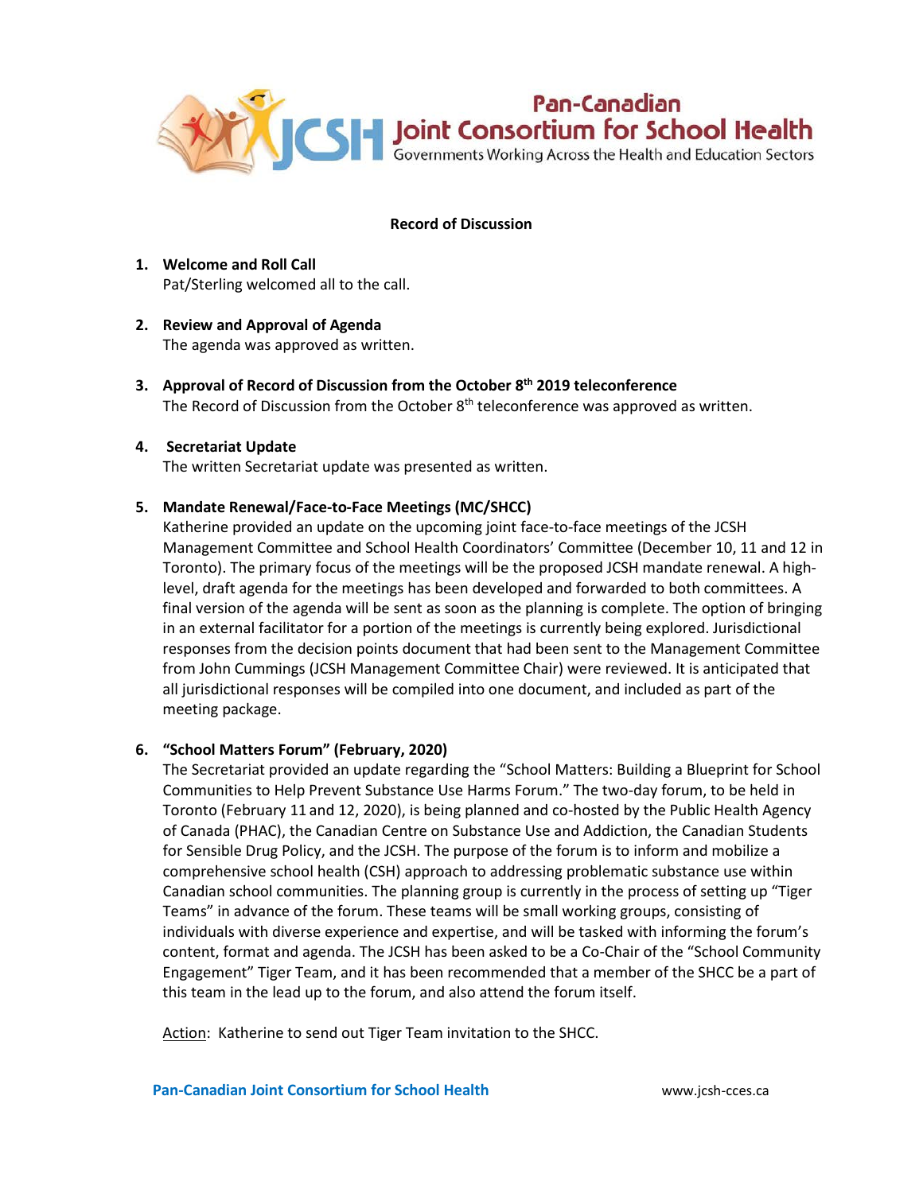## Record of Discussion

1. **Welcome and Roll Call**
   Pat/Sterling welcomed all to the call.

2. **Review and Approval of Agenda**
   The agenda was approved as written.

3. **Approval of Record of Discussion from the October 8th 2019 teleconference**
   The Record of Discussion from the October 8th teleconference was approved as written.

4. **Secretariat Update**
   The written Secretariat update was presented as written.

5. **Mandate Renewal/Face-to-Face Meetings (MC/SHCC)**
   Katherine provided an update on the upcoming joint face-to-face meetings of the JCSH Management Committee and School Health Coordinators' Committee (December 10, 11 and 12 in Toronto). The primary focus of the meetings will be the proposed JCSH mandate renewal. A high-level, draft agenda for the meetings has been developed and forwarded to both committees. A final version of the agenda will be sent as soon as the planning is complete. The option of bringing in an external facilitator for a portion of the meetings is currently being explored. Jurisdictional responses from the decision points document that had been sent to the Management Committee from John Cummings (JCSH Management Committee Chair) were reviewed. It is anticipated that all jurisdictional responses will be compiled into one document, and included as part of the meeting package.

6. **"School Matters Forum" (February, 2020)**
   The Secretariat provided an update regarding the "School Matters: Building a Blueprint for School Communities to Help Prevent Substance Use Harms Forum." The two-day forum, to be held in Toronto (February 11 and 12, 2020), is being planned and co-hosted by the Public Health Agency of Canada (PHAC), the Canadian Centre on Substance Use and Addiction, the Canadian Students for Sensible Drug Policy, and the JCSH. The purpose of the forum is to inform and mobilize a comprehensive school health (CSH) approach to addressing problematic substance use within Canadian school communities. The planning group is currently in the process of setting up "Tiger Teams" in advance of the forum. These teams will be small working groups, consisting of individuals with diverse experience and expertise, and will be tasked with informing the forum's content, format and agenda. The JCSH has been asked to be a Co-Chair of the "School Community Engagement" Tiger Team, and it has been recommended that a member of the SHCC be a part of this team in the lead up to the forum, and also attend the forum itself.

   Action: Katherine to send out Tiger Team invitation to the SHCC.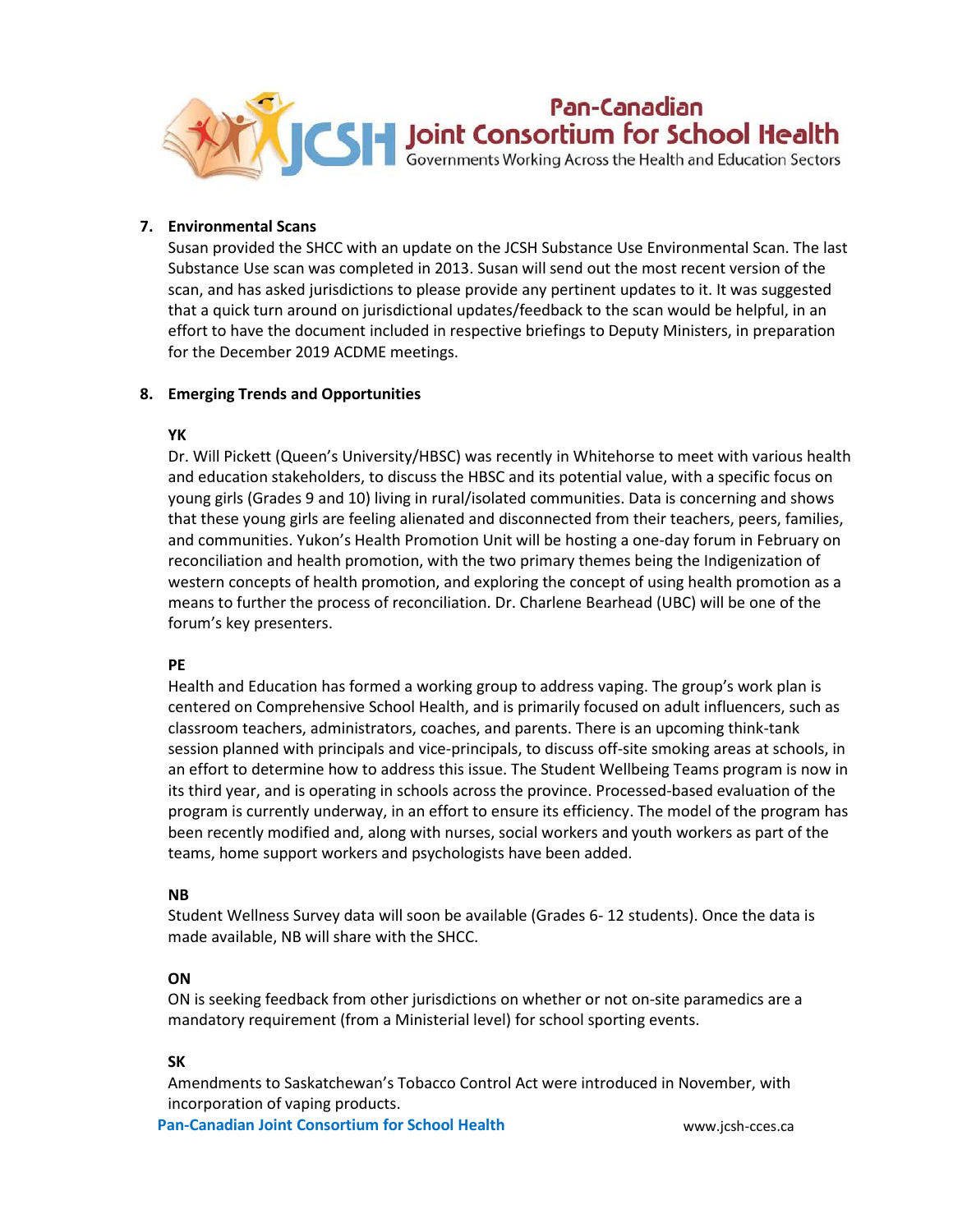## 7. Environmental Scans

Susan provided the SHCC with an update on the JCSH Substance Use Environmental Scan. The last Substance Use scan was completed in 2013. Susan will send out the most recent version of the scan, and has asked jurisdictions to please provide any pertinent updates to it. It was suggested that a quick turn around on jurisdictional updates/feedback to the scan would be helpful, in an effort to have the document included in respective briefings to Deputy Ministers, in preparation for the December 2019 ACDME meetings.

## 8. Emerging Trends and Opportunities

### YK

Dr. Will Pickett (Queen's University/HBSC) was recently in Whitehorse to meet with various health and education stakeholders, to discuss the HBSC and its potential value, with a specific focus on young girls (Grades 9 and 10) living in rural/isolated communities. Data is concerning and shows that these young girls are feeling alienated and disconnected from their teachers, peers, families, and communities. Yukon's Health Promotion Unit will be hosting a one-day forum in February on reconciliation and health promotion, with the two primary themes being the Indigenization of western concepts of health promotion, and exploring the concept of using health promotion as a means to further the process of reconciliation. Dr. Charlene Bearhead (UBC) will be one of the forum's key presenters.

### PE

Health and Education has formed a working group to address vaping. The group's work plan is centered on Comprehensive School Health, and is primarily focused on adult influencers, such as classroom teachers, administrators, coaches, and parents. There is an upcoming think-tank session planned with principals and vice-principals, to discuss off-site smoking areas at schools, in an effort to determine how to address this issue. The Student Wellbeing Teams program is now in its third year, and is operating in schools across the province. Processed-based evaluation of the program is currently underway, in an effort to ensure its efficiency. The model of the program has been recently modified and, along with nurses, social workers and youth workers as part of the teams, home support workers and psychologists have been added.

### NB

Student Wellness Survey data will soon be available (Grades 6- 12 students). Once the data is made available, NB will share with the SHCC.

### ON

ON is seeking feedback from other jurisdictions on whether or not on-site paramedics are a mandatory requirement (from a Ministerial level) for school sporting events.

### SK

Amendments to Saskatchewan's Tobacco Control Act were introduced in November, with incorporation of vaping products.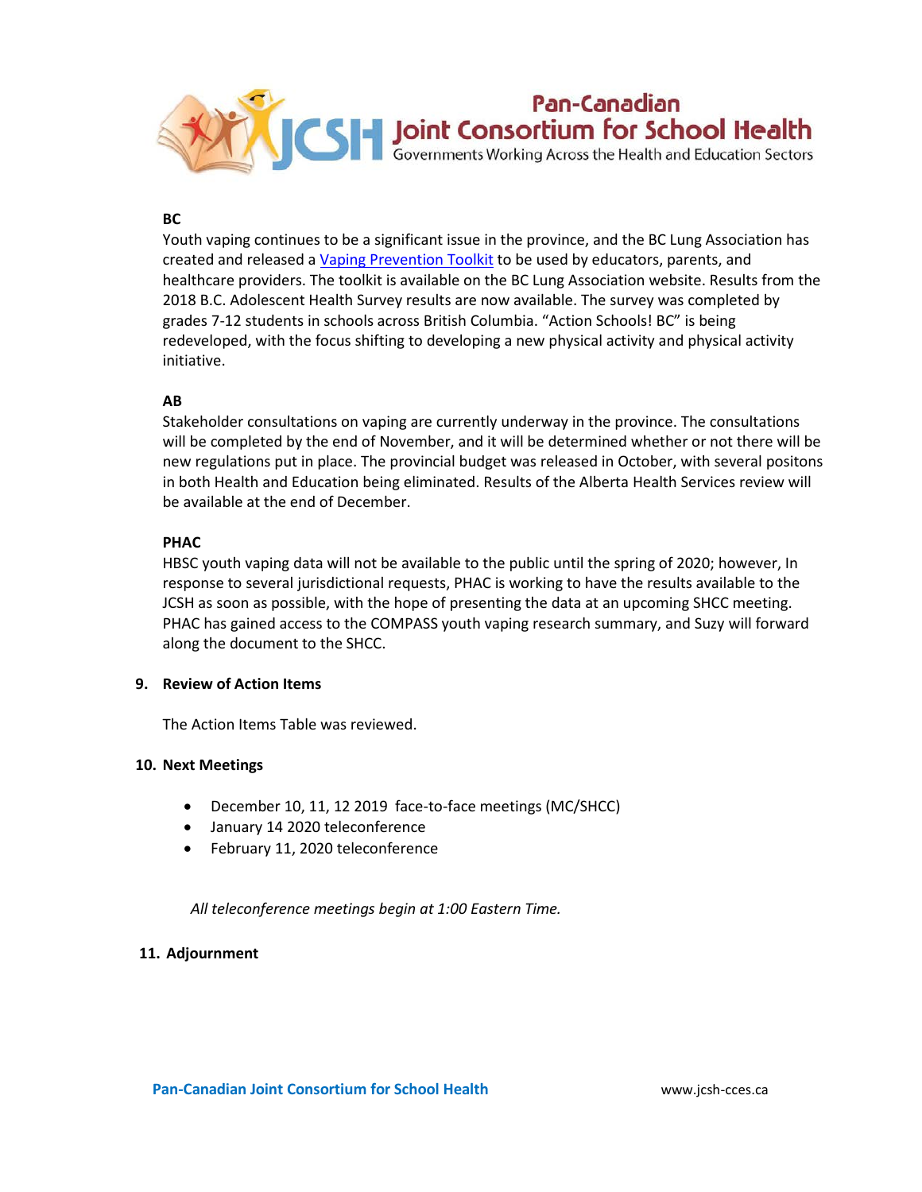**BC**

Youth vaping continues to be a significant issue in the province, and the BC Lung Association has created and released a Vaping Prevention Toolkit to be used by educators, parents, and healthcare providers. The toolkit is available on the BC Lung Association website. Results from the 2018 B.C. Adolescent Health Survey results are now available. The survey was completed by grades 7-12 students in schools across British Columbia. "Action Schools! BC" is being redeveloped, with the focus shifting to developing a new physical activity and physical activity initiative.

**AB**

Stakeholder consultations on vaping are currently underway in the province. The consultations will be completed by the end of November, and it will be determined whether or not there will be new regulations put in place. The provincial budget was released in October, with several positons in both Health and Education being eliminated. Results of the Alberta Health Services review will be available at the end of December.

**PHAC**

HBSC youth vaping data will not be available to the public until the spring of 2020; however, In response to several jurisdictional requests, PHAC is working to have the results available to the JCSH as soon as possible, with the hope of presenting the data at an upcoming SHCC meeting. PHAC has gained access to the COMPASS youth vaping research summary, and Suzy will forward along the document to the SHCC.

## 9. Review of Action Items

The Action Items Table was reviewed.

## 10. Next Meetings

- December 10, 11, 12 2019 face-to-face meetings (MC/SHCC)
- January 14 2020 teleconference
- February 11, 2020 teleconference

*All teleconference meetings begin at 1:00 Eastern Time.*

## 11. Adjournment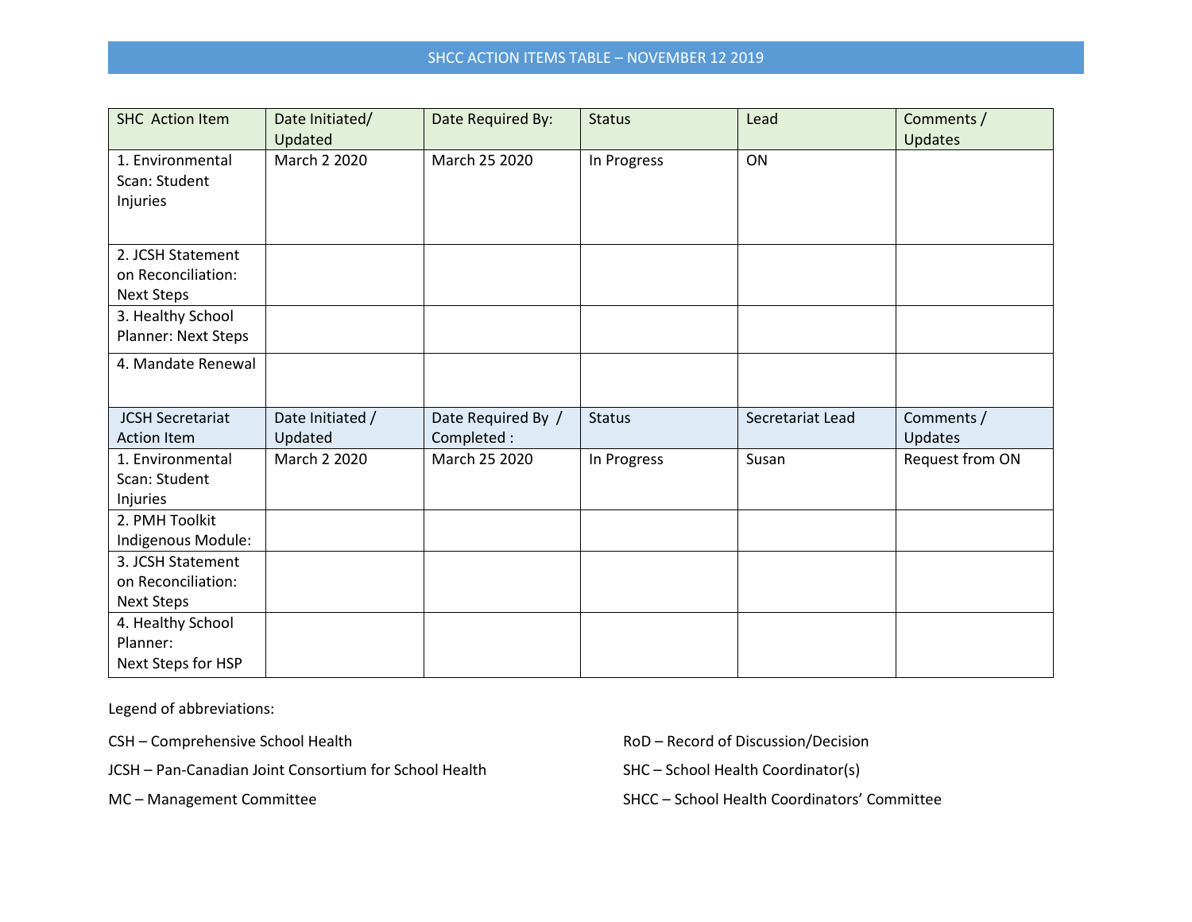# SHCC ACTION ITEMS TABLE – NOVEMBER 12 2019

| SHC Action Item | Date Initiated/ Updated | Date Required By: | Status | Lead | Comments / Updates |
|---|---|---|---|---|---|
| 1. Environmental Scan: Student Injuries | March 2 2020 | March 25 2020 | In Progress | ON | |
| 2. JCSH Statement on Reconciliation: Next Steps | | | | | |
| 3. Healthy School Planner: Next Steps | | | | | |
| 4. Mandate Renewal | | | | | |
| **JCSH Secretariat Action Item** | **Date Initiated / Updated** | **Date Required By / Completed :** | **Status** | **Secretariat Lead** | **Comments / Updates** |
| 1. Environmental Scan: Student Injuries | March 2 2020 | March 25 2020 | In Progress | Susan | Request from ON |
| 2. PMH Toolkit Indigenous Module: | | | | | |
| 3. JCSH Statement on Reconciliation: Next Steps | | | | | |
| 4. Healthy School Planner: Next Steps for HSP | | | | | |

Legend of abbreviations:

CSH – Comprehensive School Health

JCSH – Pan-Canadian Joint Consortium for School Health

MC – Management Committee

RoD – Record of Discussion/Decision

SHC – School Health Coordinator(s)

SHCC – School Health Coordinators' Committee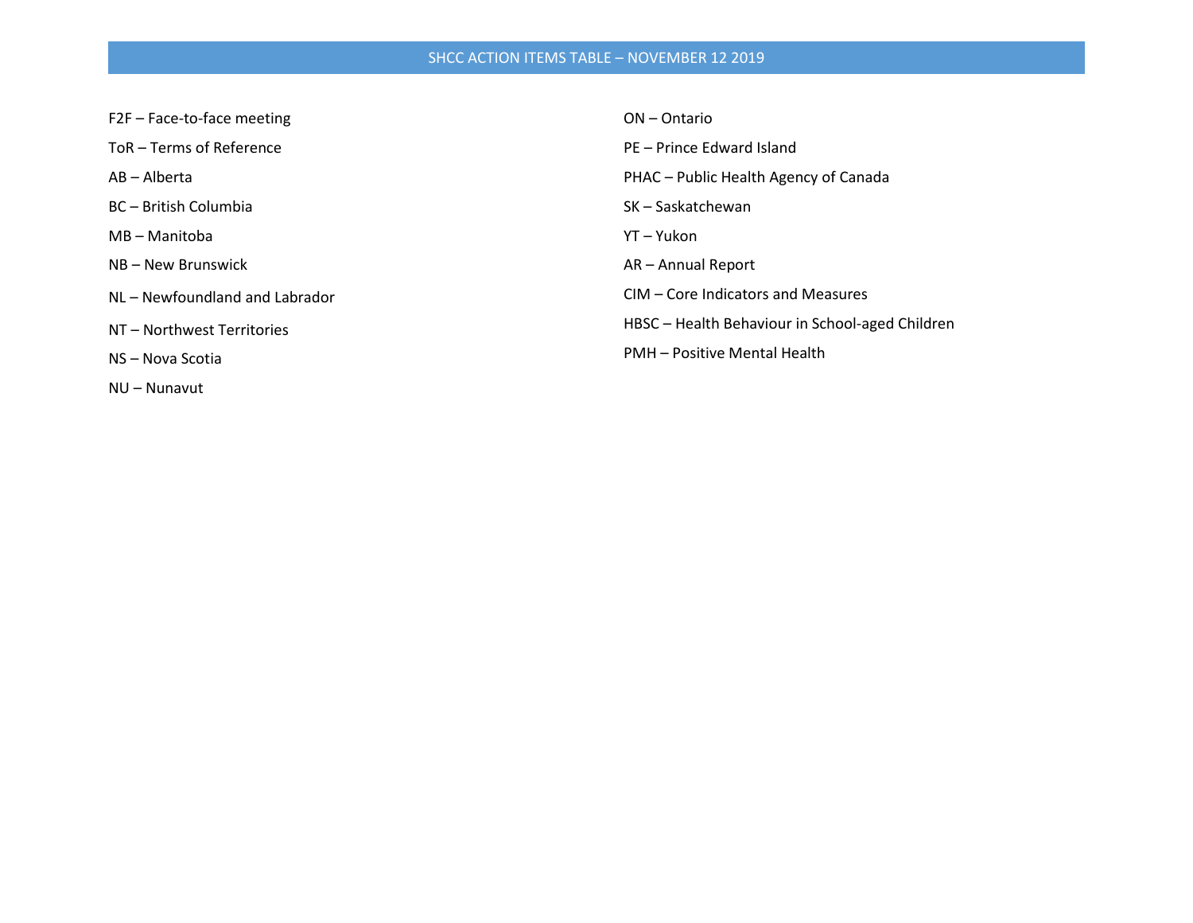F2F – Face-to-face meeting

ToR – Terms of Reference

AB – Alberta

BC – British Columbia

MB – Manitoba

NB – New Brunswick

NL – Newfoundland and Labrador

NT – Northwest Territories

NS – Nova Scotia

NU – Nunavut

ON – Ontario

PE – Prince Edward Island

PHAC – Public Health Agency of Canada

SK – Saskatchewan

YT – Yukon

AR – Annual Report

CIM – Core Indicators and Measures

HBSC – Health Behaviour in School-aged Children

PMH – Positive Mental Health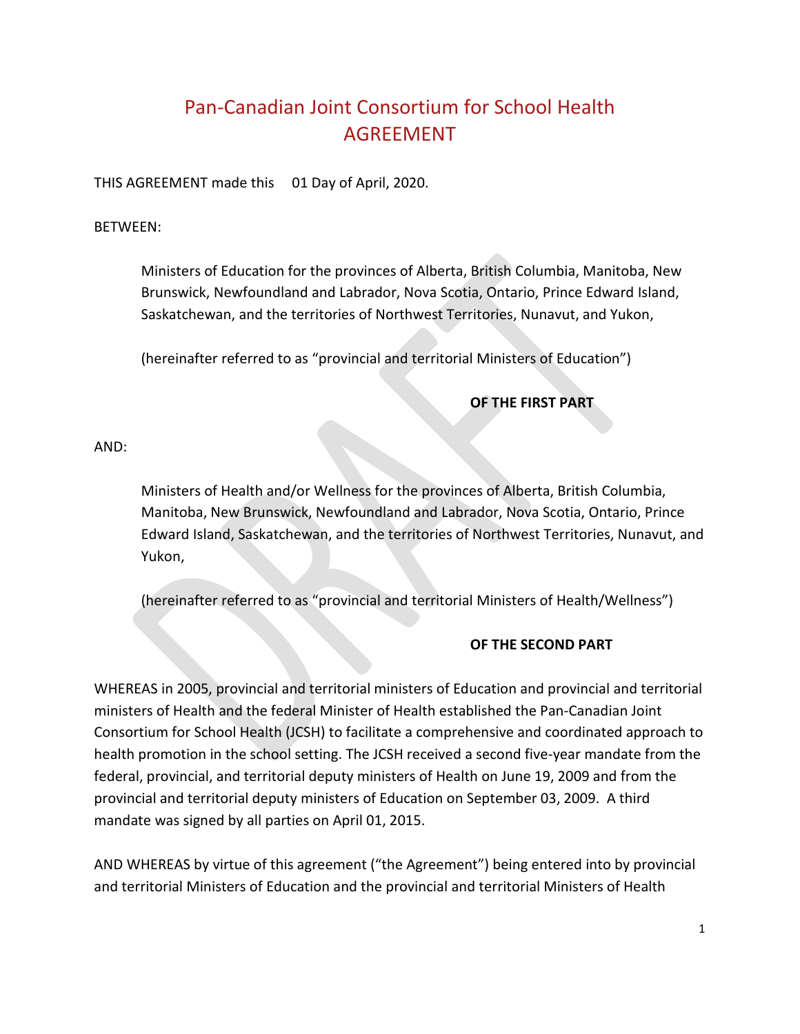# Pan-Canadian Joint Consortium for School Health AGREEMENT

THIS AGREEMENT made this 01 Day of April, 2020.

BETWEEN:

> Ministers of Education for the provinces of Alberta, British Columbia, Manitoba, New Brunswick, Newfoundland and Labrador, Nova Scotia, Ontario, Prince Edward Island, Saskatchewan, and the territories of Northwest Territories, Nunavut, and Yukon,
>
> (hereinafter referred to as "provincial and territorial Ministers of Education")
>
> **OF THE FIRST PART**

AND:

> Ministers of Health and/or Wellness for the provinces of Alberta, British Columbia, Manitoba, New Brunswick, Newfoundland and Labrador, Nova Scotia, Ontario, Prince Edward Island, Saskatchewan, and the territories of Northwest Territories, Nunavut, and Yukon,
>
> (hereinafter referred to as "provincial and territorial Ministers of Health/Wellness")
>
> **OF THE SECOND PART**

WHEREAS in 2005, provincial and territorial ministers of Education and provincial and territorial ministers of Health and the federal Minister of Health established the Pan-Canadian Joint Consortium for School Health (JCSH) to facilitate a comprehensive and coordinated approach to health promotion in the school setting. The JCSH received a second five-year mandate from the federal, provincial, and territorial deputy ministers of Health on June 19, 2009 and from the provincial and territorial deputy ministers of Education on September 03, 2009. A third mandate was signed by all parties on April 01, 2015.

AND WHEREAS by virtue of this agreement ("the Agreement") being entered into by provincial and territorial Ministers of Education and the provincial and territorial Ministers of Health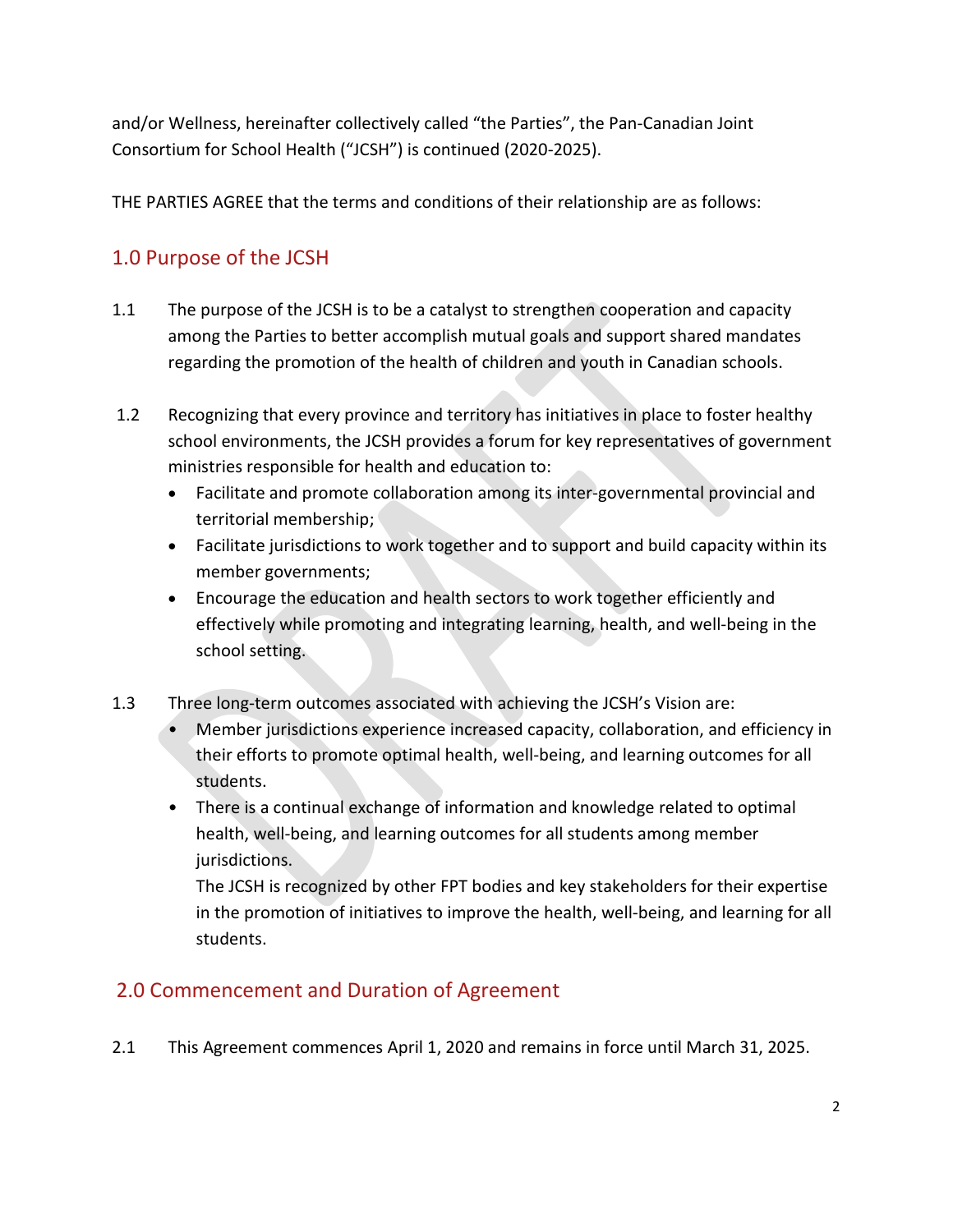and/or Wellness, hereinafter collectively called "the Parties", the Pan-Canadian Joint Consortium for School Health ("JCSH") is continued (2020-2025).

THE PARTIES AGREE that the terms and conditions of their relationship are as follows:

## 1.0 Purpose of the JCSH

1.1 The purpose of the JCSH is to be a catalyst to strengthen cooperation and capacity among the Parties to better accomplish mutual goals and support shared mandates regarding the promotion of the health of children and youth in Canadian schools.

1.2 Recognizing that every province and territory has initiatives in place to foster healthy school environments, the JCSH provides a forum for key representatives of government ministries responsible for health and education to:

- Facilitate and promote collaboration among its inter-governmental provincial and territorial membership;
- Facilitate jurisdictions to work together and to support and build capacity within its member governments;
- Encourage the education and health sectors to work together efficiently and effectively while promoting and integrating learning, health, and well-being in the school setting.

1.3 Three long-term outcomes associated with achieving the JCSH's Vision are:

- Member jurisdictions experience increased capacity, collaboration, and efficiency in their efforts to promote optimal health, well-being, and learning outcomes for all students.
- There is a continual exchange of information and knowledge related to optimal health, well-being, and learning outcomes for all students among member jurisdictions.
  The JCSH is recognized by other FPT bodies and key stakeholders for their expertise in the promotion of initiatives to improve the health, well-being, and learning for all students.

## 2.0 Commencement and Duration of Agreement

2.1 This Agreement commences April 1, 2020 and remains in force until March 31, 2025.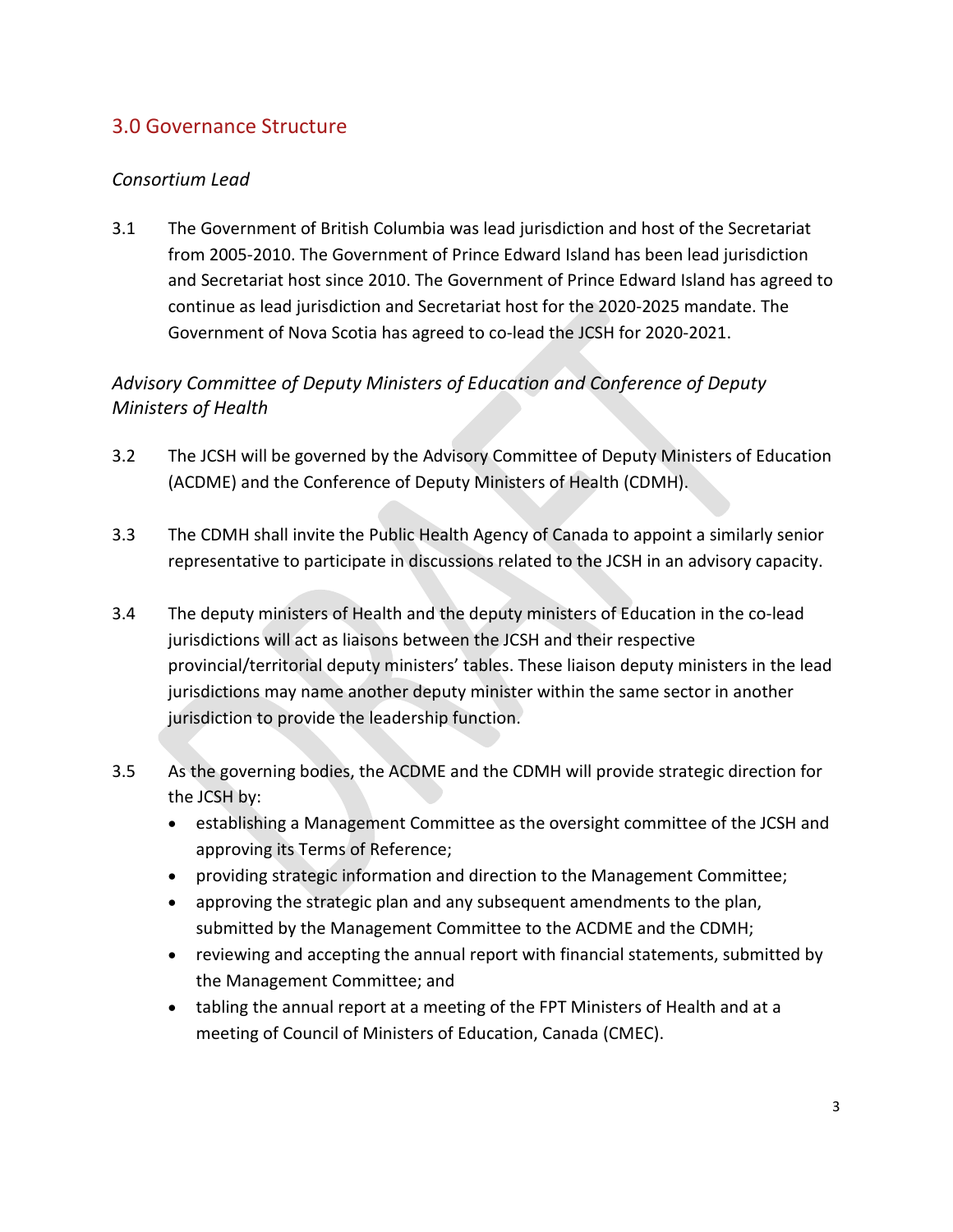## 3.0 Governance Structure

*Consortium Lead*

3.1 The Government of British Columbia was lead jurisdiction and host of the Secretariat from 2005-2010. The Government of Prince Edward Island has been lead jurisdiction and Secretariat host since 2010. The Government of Prince Edward Island has agreed to continue as lead jurisdiction and Secretariat host for the 2020-2025 mandate. The Government of Nova Scotia has agreed to co-lead the JCSH for 2020-2021.

*Advisory Committee of Deputy Ministers of Education and Conference of Deputy Ministers of Health*

3.2 The JCSH will be governed by the Advisory Committee of Deputy Ministers of Education (ACDME) and the Conference of Deputy Ministers of Health (CDMH).

3.3 The CDMH shall invite the Public Health Agency of Canada to appoint a similarly senior representative to participate in discussions related to the JCSH in an advisory capacity.

3.4 The deputy ministers of Health and the deputy ministers of Education in the co-lead jurisdictions will act as liaisons between the JCSH and their respective provincial/territorial deputy ministers' tables. These liaison deputy ministers in the lead jurisdictions may name another deputy minister within the same sector in another jurisdiction to provide the leadership function.

3.5 As the governing bodies, the ACDME and the CDMH will provide strategic direction for the JCSH by:

- establishing a Management Committee as the oversight committee of the JCSH and approving its Terms of Reference;
- providing strategic information and direction to the Management Committee;
- approving the strategic plan and any subsequent amendments to the plan, submitted by the Management Committee to the ACDME and the CDMH;
- reviewing and accepting the annual report with financial statements, submitted by the Management Committee; and
- tabling the annual report at a meeting of the FPT Ministers of Health and at a meeting of Council of Ministers of Education, Canada (CMEC).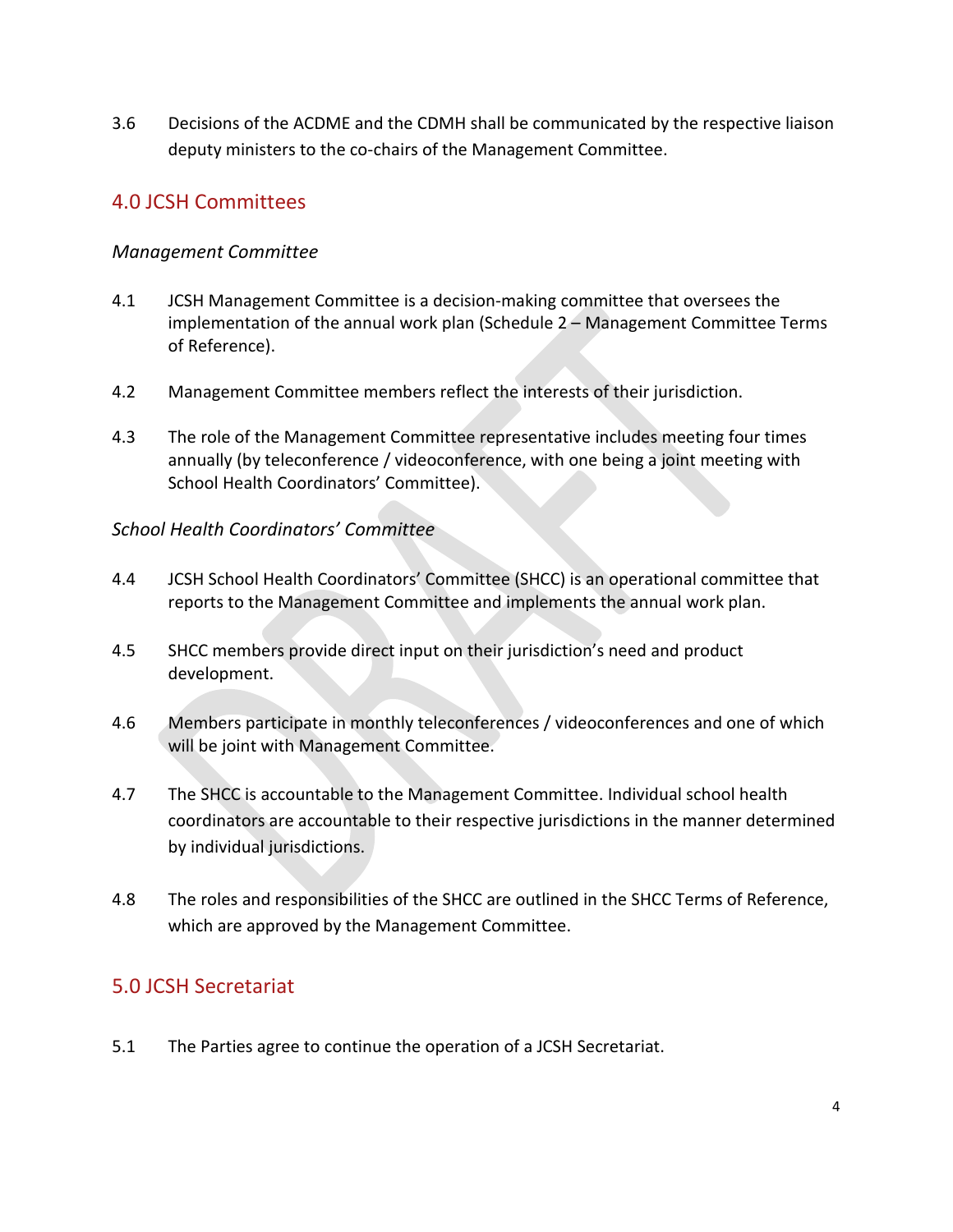3.6 Decisions of the ACDME and the CDMH shall be communicated by the respective liaison deputy ministers to the co-chairs of the Management Committee.

## 4.0 JCSH Committees

*Management Committee*

4.1 JCSH Management Committee is a decision-making committee that oversees the implementation of the annual work plan (Schedule 2 – Management Committee Terms of Reference).

4.2 Management Committee members reflect the interests of their jurisdiction.

4.3 The role of the Management Committee representative includes meeting four times annually (by teleconference / videoconference, with one being a joint meeting with School Health Coordinators' Committee).

*School Health Coordinators' Committee*

4.4 JCSH School Health Coordinators' Committee (SHCC) is an operational committee that reports to the Management Committee and implements the annual work plan.

4.5 SHCC members provide direct input on their jurisdiction's need and product development.

4.6 Members participate in monthly teleconferences / videoconferences and one of which will be joint with Management Committee.

4.7 The SHCC is accountable to the Management Committee. Individual school health coordinators are accountable to their respective jurisdictions in the manner determined by individual jurisdictions.

4.8 The roles and responsibilities of the SHCC are outlined in the SHCC Terms of Reference, which are approved by the Management Committee.

## 5.0 JCSH Secretariat

5.1 The Parties agree to continue the operation of a JCSH Secretariat.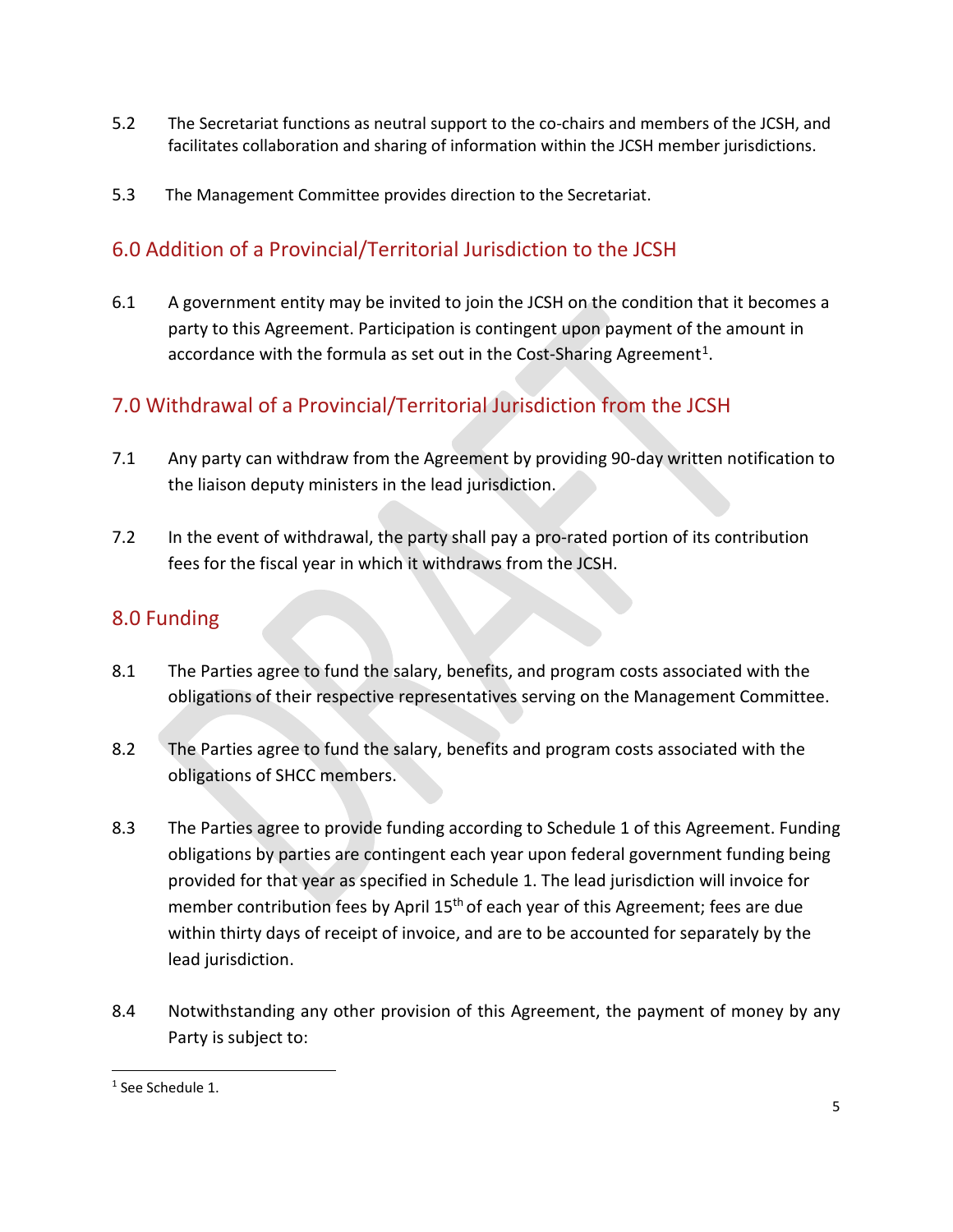5.2 The Secretariat functions as neutral support to the co-chairs and members of the JCSH, and facilitates collaboration and sharing of information within the JCSH member jurisdictions.

5.3 The Management Committee provides direction to the Secretariat.

## 6.0 Addition of a Provincial/Territorial Jurisdiction to the JCSH

6.1 A government entity may be invited to join the JCSH on the condition that it becomes a party to this Agreement. Participation is contingent upon payment of the amount in accordance with the formula as set out in the Cost-Sharing Agreement[1].

## 7.0 Withdrawal of a Provincial/Territorial Jurisdiction from the JCSH

7.1 Any party can withdraw from the Agreement by providing 90-day written notification to the liaison deputy ministers in the lead jurisdiction.

7.2 In the event of withdrawal, the party shall pay a pro-rated portion of its contribution fees for the fiscal year in which it withdraws from the JCSH.

## 8.0 Funding

8.1 The Parties agree to fund the salary, benefits, and program costs associated with the obligations of their respective representatives serving on the Management Committee.

8.2 The Parties agree to fund the salary, benefits and program costs associated with the obligations of SHCC members.

8.3 The Parties agree to provide funding according to Schedule 1 of this Agreement. Funding obligations by parties are contingent each year upon federal government funding being provided for that year as specified in Schedule 1. The lead jurisdiction will invoice for member contribution fees by April 15th of each year of this Agreement; fees are due within thirty days of receipt of invoice, and are to be accounted for separately by the lead jurisdiction.

8.4 Notwithstanding any other provision of this Agreement, the payment of money by any Party is subject to:

[1] See Schedule 1.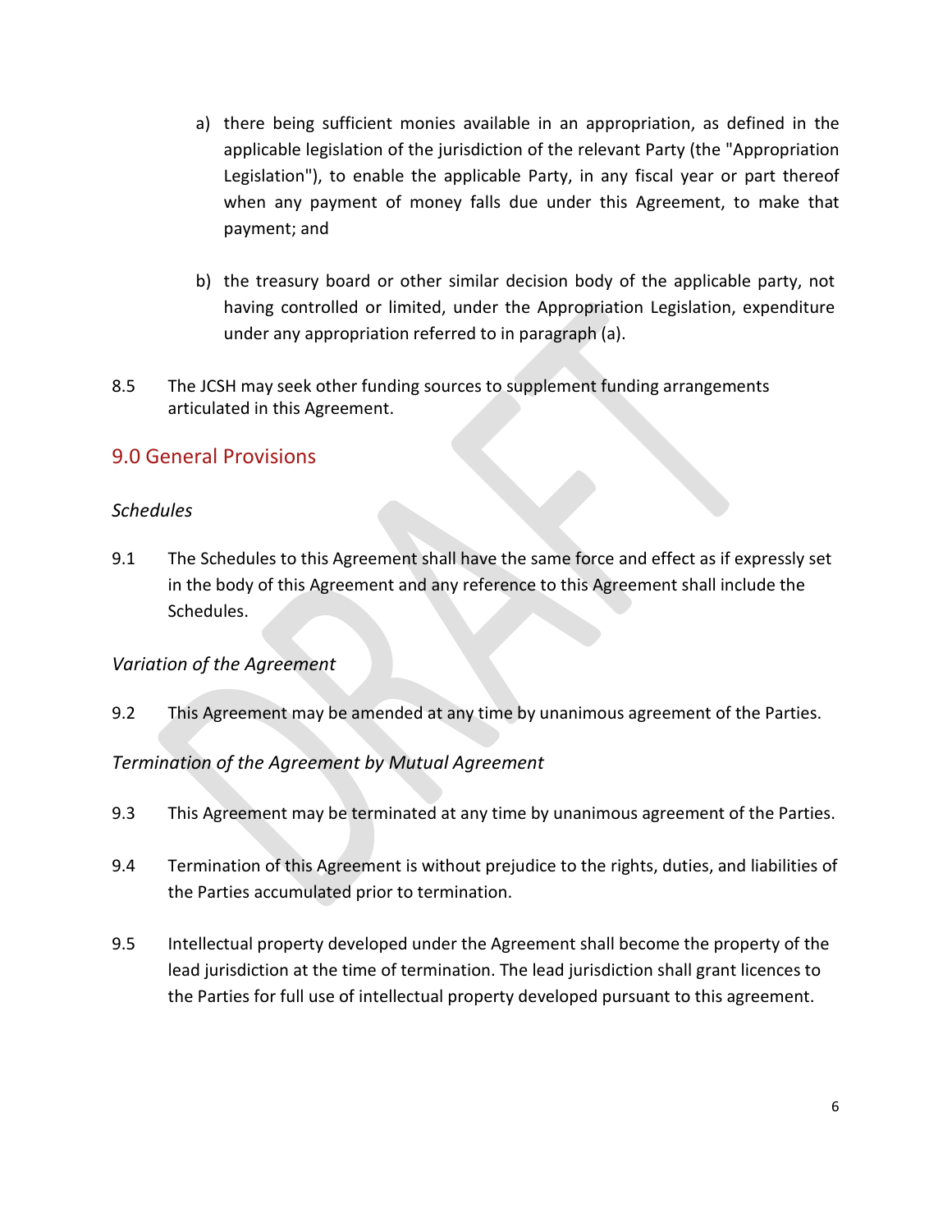a) there being sufficient monies available in an appropriation, as defined in the applicable legislation of the jurisdiction of the relevant Party (the "Appropriation Legislation"), to enable the applicable Party, in any fiscal year or part thereof when any payment of money falls due under this Agreement, to make that payment; and

b) the treasury board or other similar decision body of the applicable party, not having controlled or limited, under the Appropriation Legislation, expenditure under any appropriation referred to in paragraph (a).

8.5 The JCSH may seek other funding sources to supplement funding arrangements articulated in this Agreement.

## 9.0 General Provisions

*Schedules*

9.1 The Schedules to this Agreement shall have the same force and effect as if expressly set in the body of this Agreement and any reference to this Agreement shall include the Schedules.

*Variation of the Agreement*

9.2 This Agreement may be amended at any time by unanimous agreement of the Parties.

*Termination of the Agreement by Mutual Agreement*

9.3 This Agreement may be terminated at any time by unanimous agreement of the Parties.

9.4 Termination of this Agreement is without prejudice to the rights, duties, and liabilities of the Parties accumulated prior to termination.

9.5 Intellectual property developed under the Agreement shall become the property of the lead jurisdiction at the time of termination. The lead jurisdiction shall grant licences to the Parties for full use of intellectual property developed pursuant to this agreement.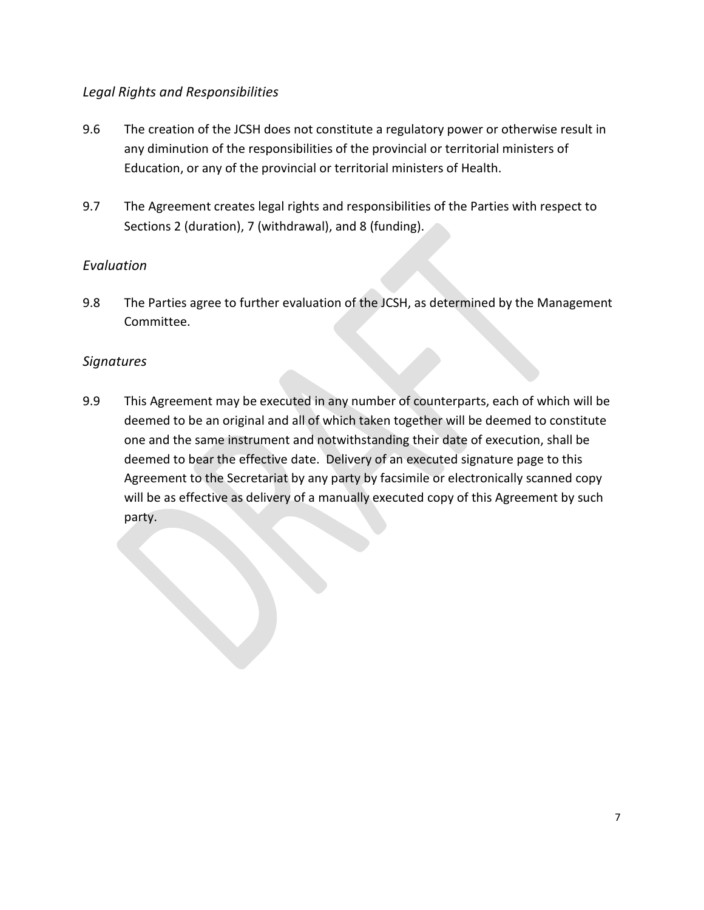*Legal Rights and Responsibilities*

9.6 The creation of the JCSH does not constitute a regulatory power or otherwise result in any diminution of the responsibilities of the provincial or territorial ministers of Education, or any of the provincial or territorial ministers of Health.

9.7 The Agreement creates legal rights and responsibilities of the Parties with respect to Sections 2 (duration), 7 (withdrawal), and 8 (funding).

*Evaluation*

9.8 The Parties agree to further evaluation of the JCSH, as determined by the Management Committee.

*Signatures*

9.9 This Agreement may be executed in any number of counterparts, each of which will be deemed to be an original and all of which taken together will be deemed to constitute one and the same instrument and notwithstanding their date of execution, shall be deemed to bear the effective date. Delivery of an executed signature page to this Agreement to the Secretariat by any party by facsimile or electronically scanned copy will be as effective as delivery of a manually executed copy of this Agreement by such party.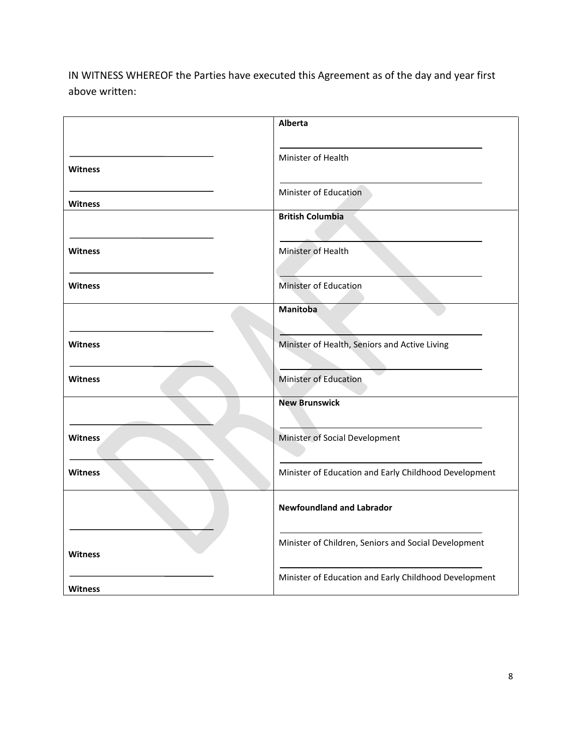IN WITNESS WHEREOF the Parties have executed this Agreement as of the day and year first above written:

| | |
|---|---|
| <br>\_\_\_\_\_\_\_\_\_\_\_\_\_\_\_\_\_\_\_\_<br>**Witness**<br>\_\_\_\_\_\_\_\_\_\_\_\_\_\_\_\_\_\_\_\_<br>**Witness** | **Alberta**<br>\_\_\_\_\_\_\_\_\_\_\_\_\_\_\_\_\_\_\_\_<br>Minister of Health<br>\_\_\_\_\_\_\_\_\_\_\_\_\_\_\_\_\_\_\_\_<br>Minister of Education |
| <br>\_\_\_\_\_\_\_\_\_\_\_\_\_\_\_\_\_\_\_\_<br>**Witness**<br>\_\_\_\_\_\_\_\_\_\_\_\_\_\_\_\_\_\_\_\_<br>**Witness** | **British Columbia**<br>\_\_\_\_\_\_\_\_\_\_\_\_\_\_\_\_\_\_\_\_<br>Minister of Health<br>\_\_\_\_\_\_\_\_\_\_\_\_\_\_\_\_\_\_\_\_<br>Minister of Education |
| <br>\_\_\_\_\_\_\_\_\_\_\_\_\_\_\_\_\_\_\_\_<br>**Witness**<br>\_\_\_\_\_\_\_\_\_\_\_\_\_\_\_\_\_\_\_\_<br>**Witness** | **Manitoba**<br>\_\_\_\_\_\_\_\_\_\_\_\_\_\_\_\_\_\_\_\_<br>Minister of Health, Seniors and Active Living<br>\_\_\_\_\_\_\_\_\_\_\_\_\_\_\_\_\_\_\_\_<br>Minister of Education |
| <br>\_\_\_\_\_\_\_\_\_\_\_\_\_\_\_\_\_\_\_\_<br>**Witness**<br>\_\_\_\_\_\_\_\_\_\_\_\_\_\_\_\_\_\_\_\_<br>**Witness** | **New Brunswick**<br>\_\_\_\_\_\_\_\_\_\_\_\_\_\_\_\_\_\_\_\_<br>Minister of Social Development<br>\_\_\_\_\_\_\_\_\_\_\_\_\_\_\_\_\_\_\_\_<br>Minister of Education and Early Childhood Development |
| <br>\_\_\_\_\_\_\_\_\_\_\_\_\_\_\_\_\_\_\_\_<br>**Witness**<br>\_\_\_\_\_\_\_\_\_\_\_\_\_\_\_\_\_\_\_\_<br>**Witness** | **Newfoundland and Labrador**<br>\_\_\_\_\_\_\_\_\_\_\_\_\_\_\_\_\_\_\_\_<br>Minister of Children, Seniors and Social Development<br>\_\_\_\_\_\_\_\_\_\_\_\_\_\_\_\_\_\_\_\_<br>Minister of Education and Early Childhood Development |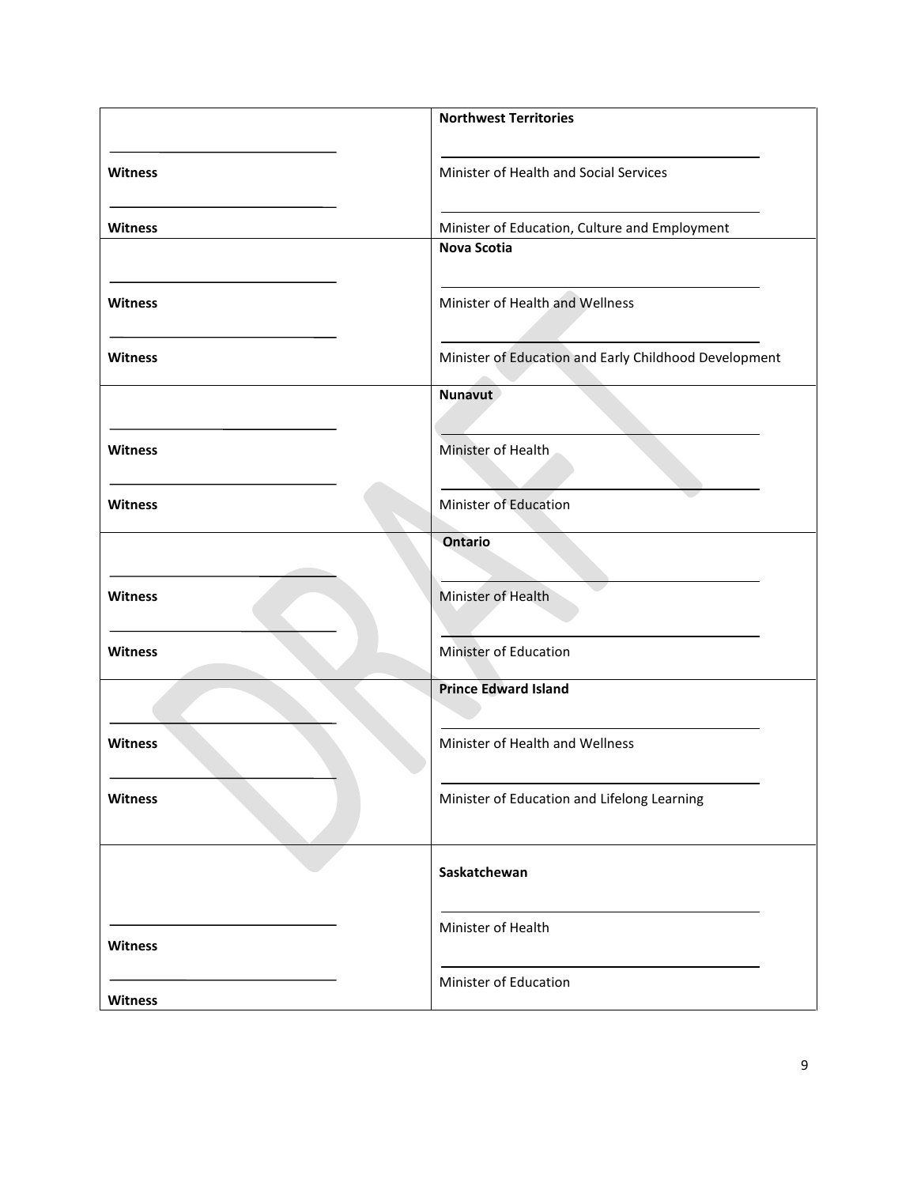| | |
|---|---|
| | **Northwest Territories** |
| \_\_\_\_\_\_\_\_\_\_\_\_\_\_\_\_\_\_\_\_\_\_\_\_\_\_\_\_ **Witness** | \_\_\_\_\_\_\_\_\_\_\_\_\_\_\_\_\_\_\_\_\_\_\_\_\_\_\_\_\_\_\_\_\_\_\_\_\_\_ Minister of Health and Social Services |
| \_\_\_\_\_\_\_\_\_\_\_\_\_\_\_\_\_\_\_\_\_\_\_\_\_\_\_\_ **Witness** | \_\_\_\_\_\_\_\_\_\_\_\_\_\_\_\_\_\_\_\_\_\_\_\_\_\_\_\_\_\_\_\_\_\_\_\_\_\_ Minister of Education, Culture and Employment |
| | **Nova Scotia** |
| \_\_\_\_\_\_\_\_\_\_\_\_\_\_\_\_\_\_\_\_\_\_\_\_\_\_\_\_ **Witness** | \_\_\_\_\_\_\_\_\_\_\_\_\_\_\_\_\_\_\_\_\_\_\_\_\_\_\_\_\_\_\_\_\_\_\_\_\_\_ Minister of Health and Wellness |
| \_\_\_\_\_\_\_\_\_\_\_\_\_\_\_\_\_\_\_\_\_\_\_\_\_\_\_\_ **Witness** | \_\_\_\_\_\_\_\_\_\_\_\_\_\_\_\_\_\_\_\_\_\_\_\_\_\_\_\_\_\_\_\_\_\_\_\_\_\_ Minister of Education and Early Childhood Development |
| | **Nunavut** |
| \_\_\_\_\_\_\_\_\_\_\_\_\_\_\_\_\_\_\_\_\_\_\_\_\_\_\_\_ **Witness** | \_\_\_\_\_\_\_\_\_\_\_\_\_\_\_\_\_\_\_\_\_\_\_\_\_\_\_\_\_\_\_\_\_\_\_\_\_\_ Minister of Health |
| \_\_\_\_\_\_\_\_\_\_\_\_\_\_\_\_\_\_\_\_\_\_\_\_\_\_\_\_ **Witness** | \_\_\_\_\_\_\_\_\_\_\_\_\_\_\_\_\_\_\_\_\_\_\_\_\_\_\_\_\_\_\_\_\_\_\_\_\_\_ Minister of Education |
| | **Ontario** |
| \_\_\_\_\_\_\_\_\_\_\_\_\_\_\_\_\_\_\_\_\_\_\_\_\_\_\_\_ **Witness** | \_\_\_\_\_\_\_\_\_\_\_\_\_\_\_\_\_\_\_\_\_\_\_\_\_\_\_\_\_\_\_\_\_\_\_\_\_\_ Minister of Health |
| \_\_\_\_\_\_\_\_\_\_\_\_\_\_\_\_\_\_\_\_\_\_\_\_\_\_\_\_ **Witness** | \_\_\_\_\_\_\_\_\_\_\_\_\_\_\_\_\_\_\_\_\_\_\_\_\_\_\_\_\_\_\_\_\_\_\_\_\_\_ Minister of Education |
| | **Prince Edward Island** |
| \_\_\_\_\_\_\_\_\_\_\_\_\_\_\_\_\_\_\_\_\_\_\_\_\_\_\_\_ **Witness** | \_\_\_\_\_\_\_\_\_\_\_\_\_\_\_\_\_\_\_\_\_\_\_\_\_\_\_\_\_\_\_\_\_\_\_\_\_\_ Minister of Health and Wellness |
| \_\_\_\_\_\_\_\_\_\_\_\_\_\_\_\_\_\_\_\_\_\_\_\_\_\_\_\_ **Witness** | \_\_\_\_\_\_\_\_\_\_\_\_\_\_\_\_\_\_\_\_\_\_\_\_\_\_\_\_\_\_\_\_\_\_\_\_\_\_ Minister of Education and Lifelong Learning |
| | **Saskatchewan** |
| \_\_\_\_\_\_\_\_\_\_\_\_\_\_\_\_\_\_\_\_\_\_\_\_\_\_\_\_ **Witness** | \_\_\_\_\_\_\_\_\_\_\_\_\_\_\_\_\_\_\_\_\_\_\_\_\_\_\_\_\_\_\_\_\_\_\_\_\_\_ Minister of Health |
| \_\_\_\_\_\_\_\_\_\_\_\_\_\_\_\_\_\_\_\_\_\_\_\_\_\_\_\_ **Witness** | \_\_\_\_\_\_\_\_\_\_\_\_\_\_\_\_\_\_\_\_\_\_\_\_\_\_\_\_\_\_\_\_\_\_\_\_\_\_ Minister of Education |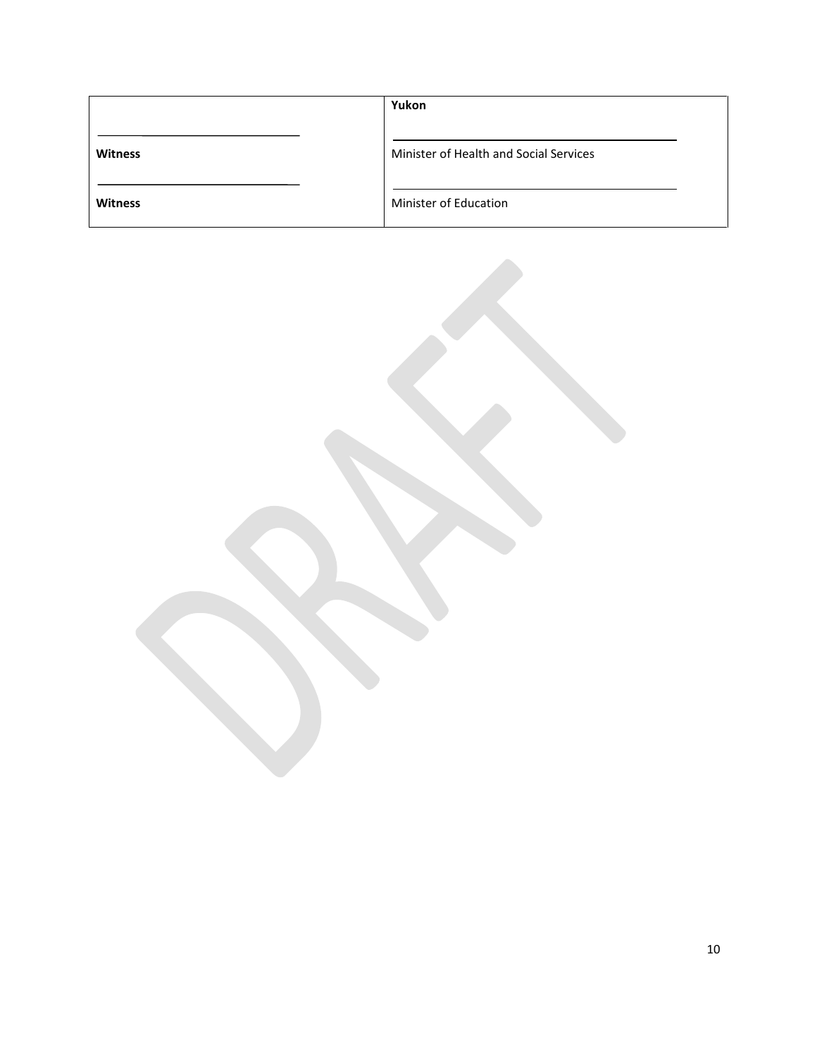| | **Yukon** |
|---|---|
| ______________________________ | ______________________________ |
| **Witness** | Minister of Health and Social Services |
| ______________________________ | ______________________________ |
| **Witness** | Minister of Education |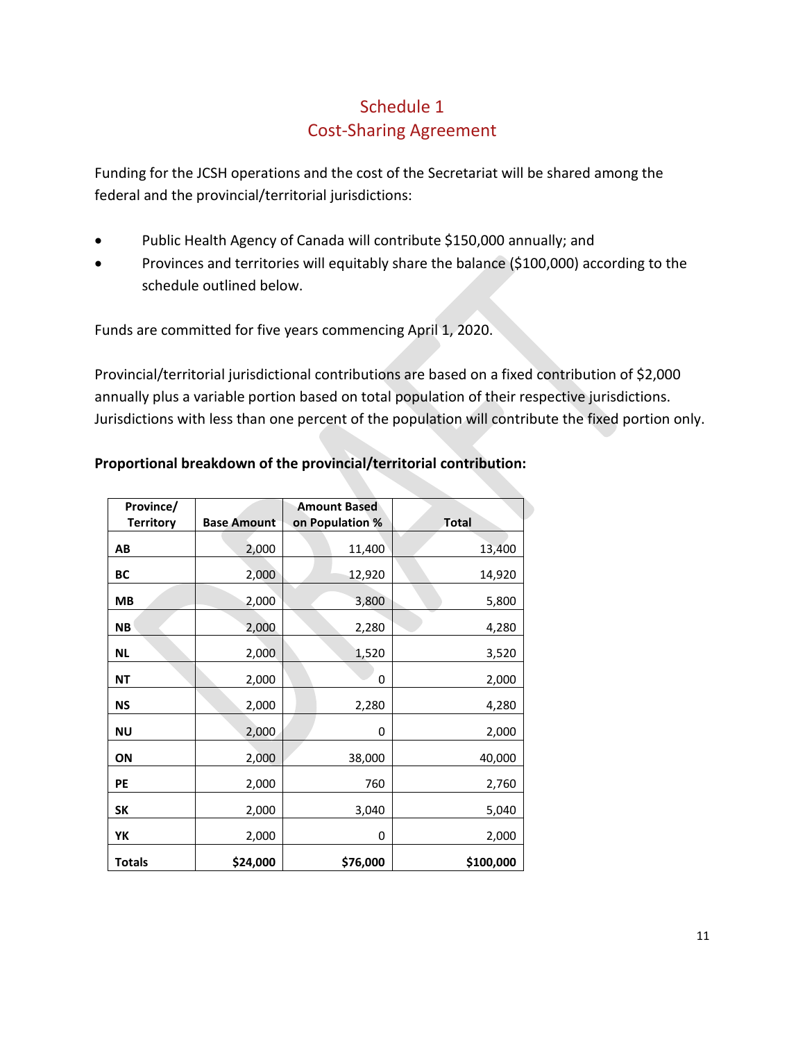# Schedule 1
# Cost-Sharing Agreement

Funding for the JCSH operations and the cost of the Secretariat will be shared among the federal and the provincial/territorial jurisdictions:

- Public Health Agency of Canada will contribute $150,000 annually; and
- Provinces and territories will equitably share the balance ($100,000) according to the schedule outlined below.

Funds are committed for five years commencing April 1, 2020.

Provincial/territorial jurisdictional contributions are based on a fixed contribution of $2,000 annually plus a variable portion based on total population of their respective jurisdictions. Jurisdictions with less than one percent of the population will contribute the fixed portion only.

**Proportional breakdown of the provincial/territorial contribution:**

| Province/ Territory | Base Amount | Amount Based on Population % | Total |
|---|---|---|---|
| **AB** | 2,000 | 11,400 | 13,400 |
| **BC** | 2,000 | 12,920 | 14,920 |
| **MB** | 2,000 | 3,800 | 5,800 |
| **NB** | 2,000 | 2,280 | 4,280 |
| **NL** | 2,000 | 1,520 | 3,520 |
| **NT** | 2,000 | 0 | 2,000 |
| **NS** | 2,000 | 2,280 | 4,280 |
| **NU** | 2,000 | 0 | 2,000 |
| **ON** | 2,000 | 38,000 | 40,000 |
| **PE** | 2,000 | 760 | 2,760 |
| **SK** | 2,000 | 3,040 | 5,040 |
| **YK** | 2,000 | 0 | 2,000 |
| **Totals** | **$24,000** | **$76,000** | **$100,000** |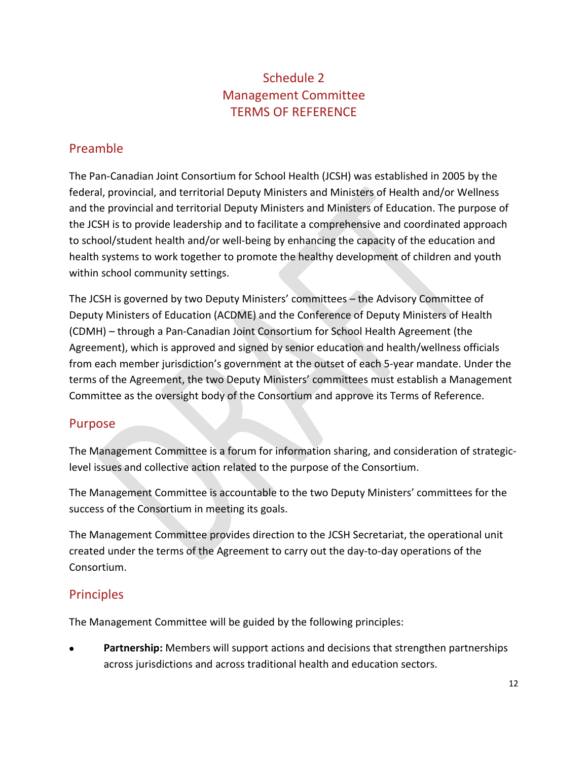# Schedule 2
# Management Committee
# TERMS OF REFERENCE

## Preamble

The Pan-Canadian Joint Consortium for School Health (JCSH) was established in 2005 by the federal, provincial, and territorial Deputy Ministers and Ministers of Health and/or Wellness and the provincial and territorial Deputy Ministers and Ministers of Education. The purpose of the JCSH is to provide leadership and to facilitate a comprehensive and coordinated approach to school/student health and/or well-being by enhancing the capacity of the education and health systems to work together to promote the healthy development of children and youth within school community settings.

The JCSH is governed by two Deputy Ministers' committees – the Advisory Committee of Deputy Ministers of Education (ACDME) and the Conference of Deputy Ministers of Health (CDMH) – through a Pan-Canadian Joint Consortium for School Health Agreement (the Agreement), which is approved and signed by senior education and health/wellness officials from each member jurisdiction's government at the outset of each 5-year mandate. Under the terms of the Agreement, the two Deputy Ministers' committees must establish a Management Committee as the oversight body of the Consortium and approve its Terms of Reference.

## Purpose

The Management Committee is a forum for information sharing, and consideration of strategic-level issues and collective action related to the purpose of the Consortium.

The Management Committee is accountable to the two Deputy Ministers' committees for the success of the Consortium in meeting its goals.

The Management Committee provides direction to the JCSH Secretariat, the operational unit created under the terms of the Agreement to carry out the day-to-day operations of the Consortium.

## Principles

The Management Committee will be guided by the following principles:

- **Partnership:** Members will support actions and decisions that strengthen partnerships across jurisdictions and across traditional health and education sectors.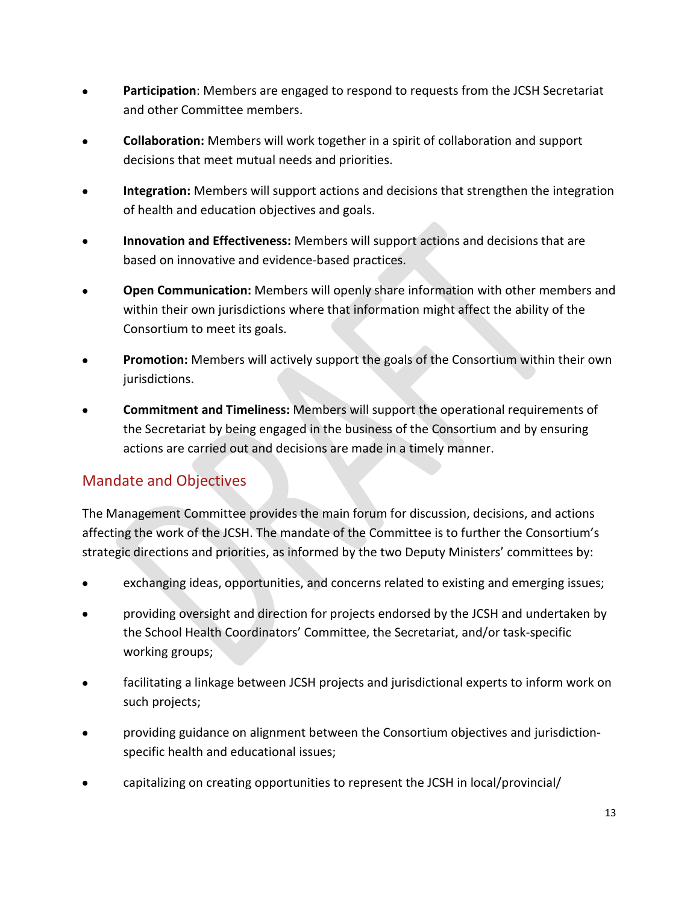- **Participation**: Members are engaged to respond to requests from the JCSH Secretariat and other Committee members.
- **Collaboration:** Members will work together in a spirit of collaboration and support decisions that meet mutual needs and priorities.
- **Integration:** Members will support actions and decisions that strengthen the integration of health and education objectives and goals.
- **Innovation and Effectiveness:** Members will support actions and decisions that are based on innovative and evidence-based practices.
- **Open Communication:** Members will openly share information with other members and within their own jurisdictions where that information might affect the ability of the Consortium to meet its goals.
- **Promotion:** Members will actively support the goals of the Consortium within their own jurisdictions.
- **Commitment and Timeliness:** Members will support the operational requirements of the Secretariat by being engaged in the business of the Consortium and by ensuring actions are carried out and decisions are made in a timely manner.

## Mandate and Objectives

The Management Committee provides the main forum for discussion, decisions, and actions affecting the work of the JCSH. The mandate of the Committee is to further the Consortium's strategic directions and priorities, as informed by the two Deputy Ministers' committees by:

- exchanging ideas, opportunities, and concerns related to existing and emerging issues;
- providing oversight and direction for projects endorsed by the JCSH and undertaken by the School Health Coordinators' Committee, the Secretariat, and/or task-specific working groups;
- facilitating a linkage between JCSH projects and jurisdictional experts to inform work on such projects;
- providing guidance on alignment between the Consortium objectives and jurisdiction-specific health and educational issues;
- capitalizing on creating opportunities to represent the JCSH in local/provincial/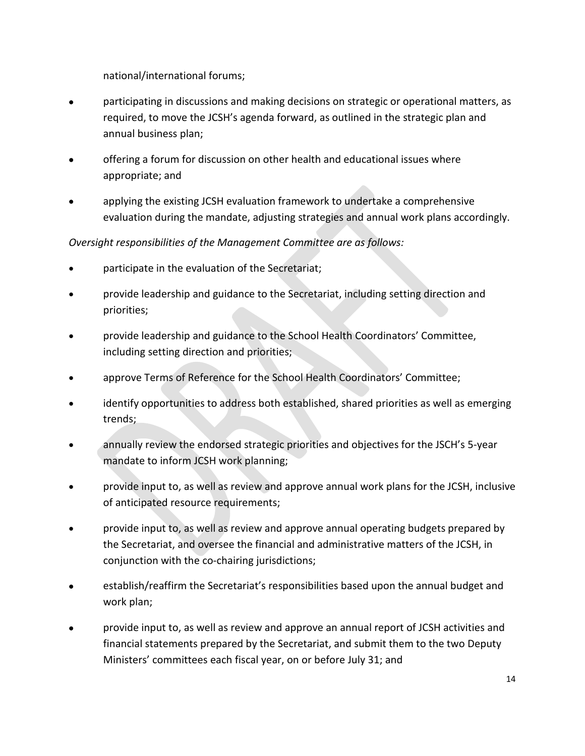national/international forums;

- participating in discussions and making decisions on strategic or operational matters, as required, to move the JCSH's agenda forward, as outlined in the strategic plan and annual business plan;
- offering a forum for discussion on other health and educational issues where appropriate; and
- applying the existing JCSH evaluation framework to undertake a comprehensive evaluation during the mandate, adjusting strategies and annual work plans accordingly.

*Oversight responsibilities of the Management Committee are as follows:*

- participate in the evaluation of the Secretariat;
- provide leadership and guidance to the Secretariat, including setting direction and priorities;
- provide leadership and guidance to the School Health Coordinators' Committee, including setting direction and priorities;
- approve Terms of Reference for the School Health Coordinators' Committee;
- identify opportunities to address both established, shared priorities as well as emerging trends;
- annually review the endorsed strategic priorities and objectives for the JSCH's 5-year mandate to inform JCSH work planning;
- provide input to, as well as review and approve annual work plans for the JCSH, inclusive of anticipated resource requirements;
- provide input to, as well as review and approve annual operating budgets prepared by the Secretariat, and oversee the financial and administrative matters of the JCSH, in conjunction with the co-chairing jurisdictions;
- establish/reaffirm the Secretariat's responsibilities based upon the annual budget and work plan;
- provide input to, as well as review and approve an annual report of JCSH activities and financial statements prepared by the Secretariat, and submit them to the two Deputy Ministers' committees each fiscal year, on or before July 31; and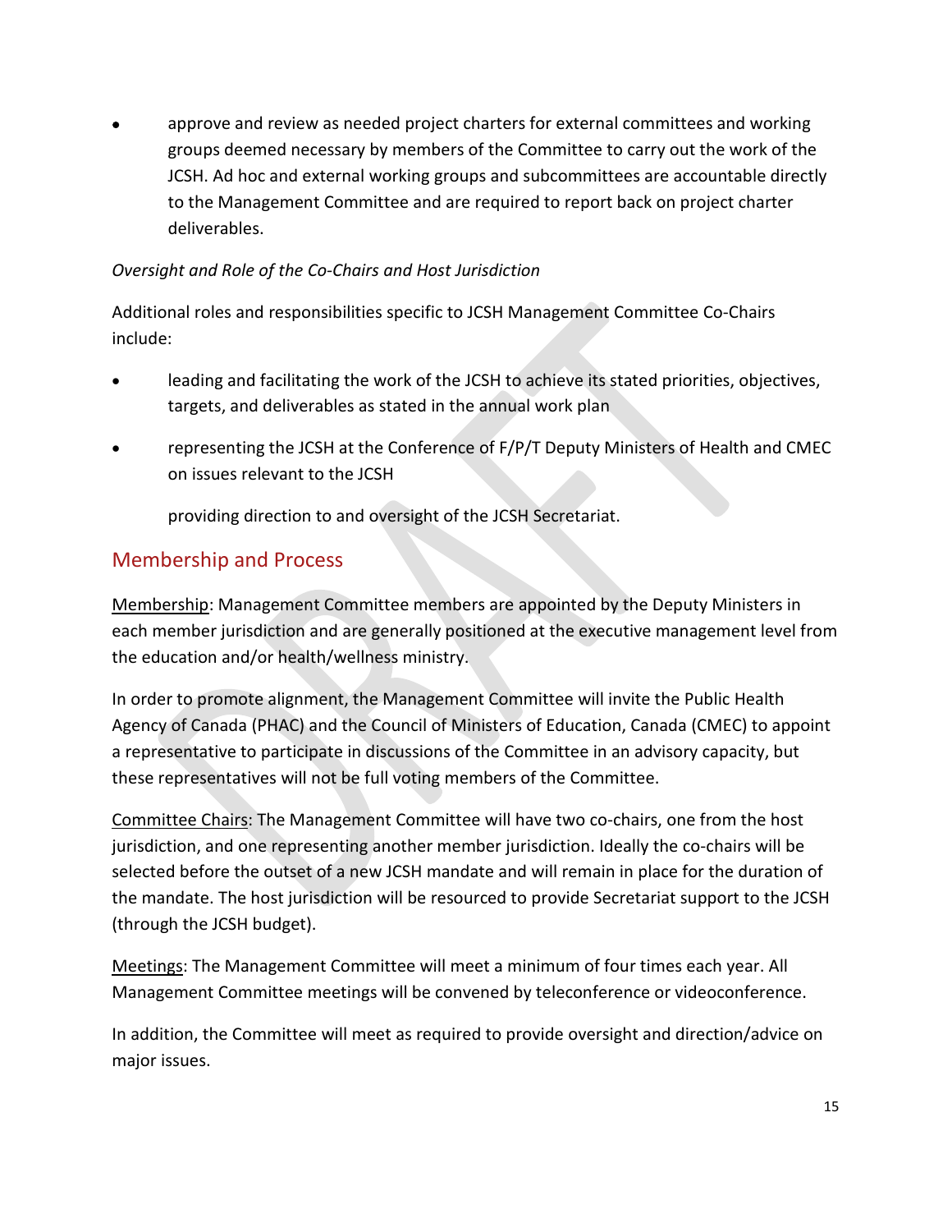- approve and review as needed project charters for external committees and working groups deemed necessary by members of the Committee to carry out the work of the JCSH. Ad hoc and external working groups and subcommittees are accountable directly to the Management Committee and are required to report back on project charter deliverables.

*Oversight and Role of the Co-Chairs and Host Jurisdiction*

Additional roles and responsibilities specific to JCSH Management Committee Co-Chairs include:

- leading and facilitating the work of the JCSH to achieve its stated priorities, objectives, targets, and deliverables as stated in the annual work plan
- representing the JCSH at the Conference of F/P/T Deputy Ministers of Health and CMEC on issues relevant to the JCSH

  providing direction to and oversight of the JCSH Secretariat.

## Membership and Process

<u>Membership</u>: Management Committee members are appointed by the Deputy Ministers in each member jurisdiction and are generally positioned at the executive management level from the education and/or health/wellness ministry.

In order to promote alignment, the Management Committee will invite the Public Health Agency of Canada (PHAC) and the Council of Ministers of Education, Canada (CMEC) to appoint a representative to participate in discussions of the Committee in an advisory capacity, but these representatives will not be full voting members of the Committee.

<u>Committee Chairs</u>: The Management Committee will have two co-chairs, one from the host jurisdiction, and one representing another member jurisdiction. Ideally the co-chairs will be selected before the outset of a new JCSH mandate and will remain in place for the duration of the mandate. The host jurisdiction will be resourced to provide Secretariat support to the JCSH (through the JCSH budget).

<u>Meetings</u>: The Management Committee will meet a minimum of four times each year. All Management Committee meetings will be convened by teleconference or videoconference.

In addition, the Committee will meet as required to provide oversight and direction/advice on major issues.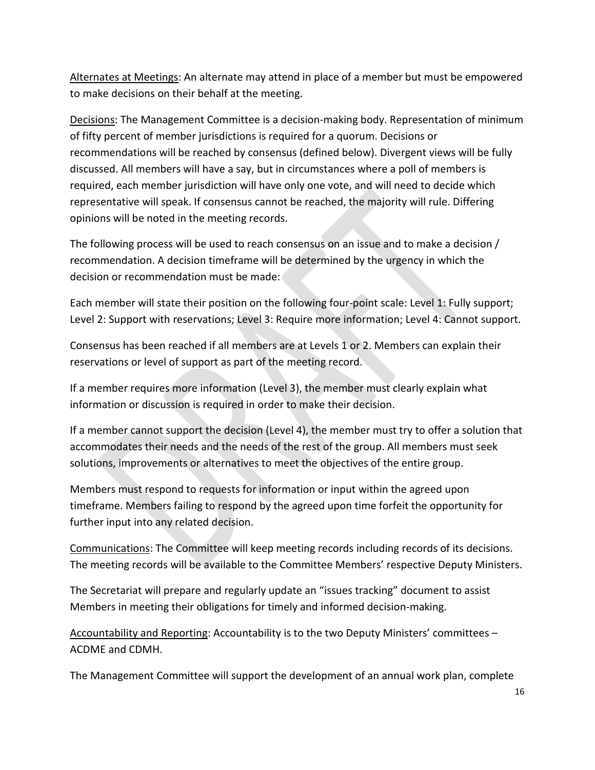Alternates at Meetings: An alternate may attend in place of a member but must be empowered to make decisions on their behalf at the meeting.

Decisions: The Management Committee is a decision-making body. Representation of minimum of fifty percent of member jurisdictions is required for a quorum. Decisions or recommendations will be reached by consensus (defined below). Divergent views will be fully discussed. All members will have a say, but in circumstances where a poll of members is required, each member jurisdiction will have only one vote, and will need to decide which representative will speak. If consensus cannot be reached, the majority will rule. Differing opinions will be noted in the meeting records.

The following process will be used to reach consensus on an issue and to make a decision / recommendation. A decision timeframe will be determined by the urgency in which the decision or recommendation must be made:

Each member will state their position on the following four-point scale: Level 1: Fully support; Level 2: Support with reservations; Level 3: Require more information; Level 4: Cannot support.

Consensus has been reached if all members are at Levels 1 or 2. Members can explain their reservations or level of support as part of the meeting record.

If a member requires more information (Level 3), the member must clearly explain what information or discussion is required in order to make their decision.

If a member cannot support the decision (Level 4), the member must try to offer a solution that accommodates their needs and the needs of the rest of the group. All members must seek solutions, improvements or alternatives to meet the objectives of the entire group.

Members must respond to requests for information or input within the agreed upon timeframe. Members failing to respond by the agreed upon time forfeit the opportunity for further input into any related decision.

Communications: The Committee will keep meeting records including records of its decisions. The meeting records will be available to the Committee Members' respective Deputy Ministers.

The Secretariat will prepare and regularly update an "issues tracking" document to assist Members in meeting their obligations for timely and informed decision-making.

Accountability and Reporting: Accountability is to the two Deputy Ministers' committees – ACDME and CDMH.

The Management Committee will support the development of an annual work plan, complete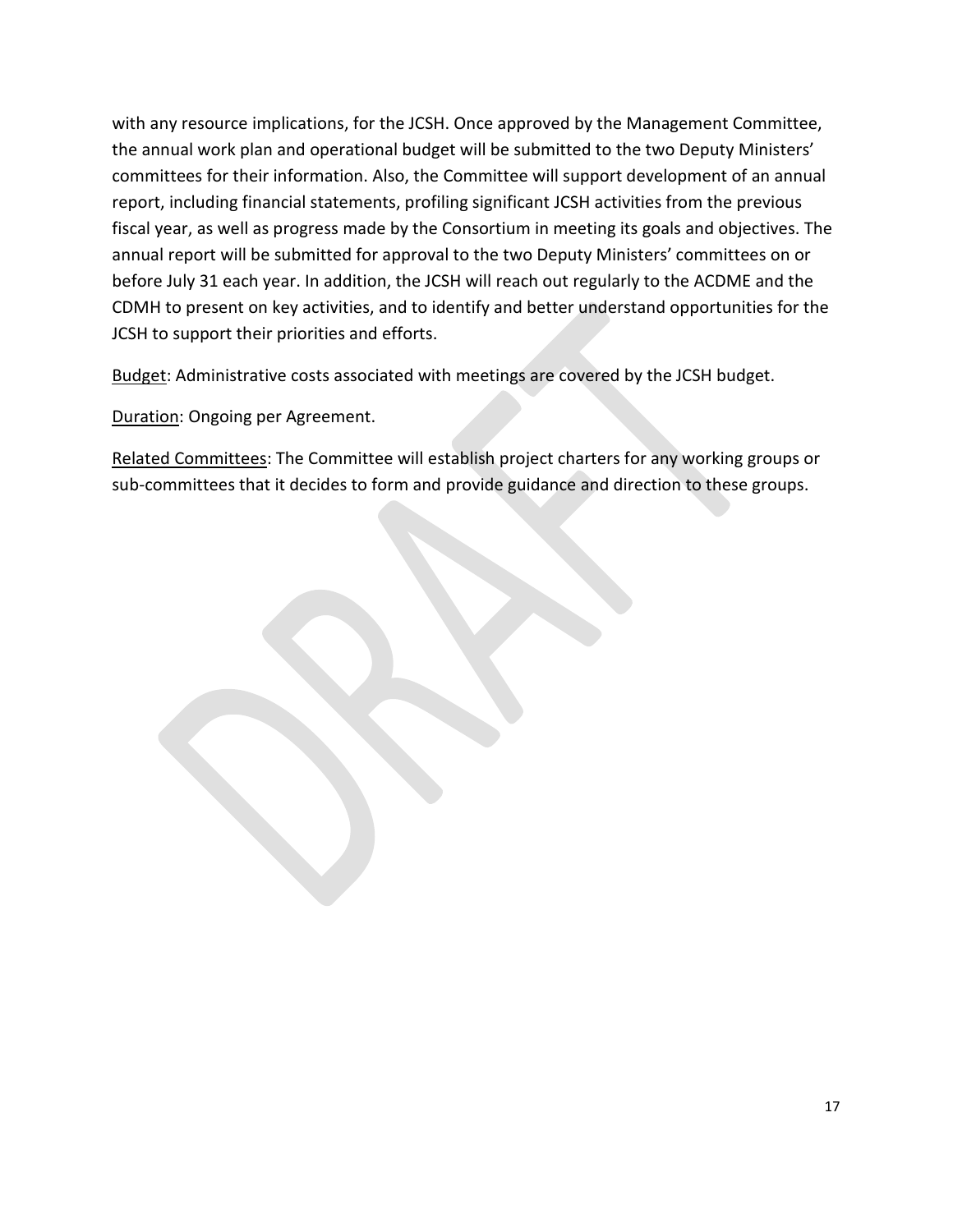with any resource implications, for the JCSH. Once approved by the Management Committee, the annual work plan and operational budget will be submitted to the two Deputy Ministers' committees for their information. Also, the Committee will support development of an annual report, including financial statements, profiling significant JCSH activities from the previous fiscal year, as well as progress made by the Consortium in meeting its goals and objectives. The annual report will be submitted for approval to the two Deputy Ministers' committees on or before July 31 each year. In addition, the JCSH will reach out regularly to the ACDME and the CDMH to present on key activities, and to identify and better understand opportunities for the JCSH to support their priorities and efforts.

<u>Budget</u>: Administrative costs associated with meetings are covered by the JCSH budget.

<u>Duration</u>: Ongoing per Agreement.

<u>Related Committees</u>: The Committee will establish project charters for any working groups or sub-committees that it decides to form and provide guidance and direction to these groups.